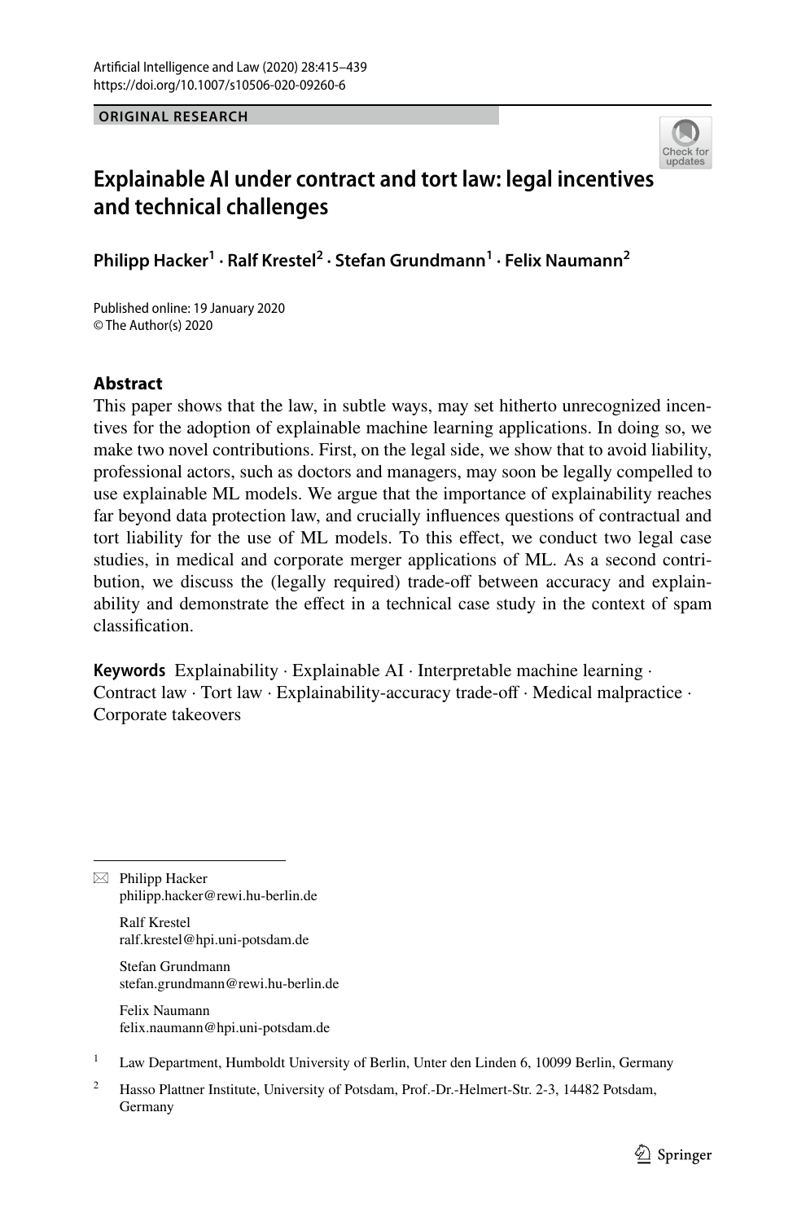ORIGINAL RESEARCH

# Explainable AI under contract and tort law: legal incentives and technical challenges

**Philipp Hacker[1] · Ralf Krestel[2] · Stefan Grundmann[1] · Felix Naumann[2]**

Published online: 19 January 2020
© The Author(s) 2020

## Abstract

This paper shows that the law, in subtle ways, may set hitherto unrecognized incentives for the adoption of explainable machine learning applications. In doing so, we make two novel contributions. First, on the legal side, we show that to avoid liability, professional actors, such as doctors and managers, may soon be legally compelled to use explainable ML models. We argue that the importance of explainability reaches far beyond data protection law, and crucially influences questions of contractual and tort liability for the use of ML models. To this effect, we conduct two legal case studies, in medical and corporate merger applications of ML. As a second contribution, we discuss the (legally required) trade-off between accuracy and explainability and demonstrate the effect in a technical case study in the context of spam classification.

**Keywords** Explainability · Explainable AI · Interpretable machine learning · Contract law · Tort law · Explainability-accuracy trade-off · Medical malpractice · Corporate takeovers

---

✉ Philipp Hacker
philipp.hacker@rewi.hu-berlin.de

Ralf Krestel
ralf.krestel@hpi.uni-potsdam.de

Stefan Grundmann
stefan.grundmann@rewi.hu-berlin.de

Felix Naumann
felix.naumann@hpi.uni-potsdam.de

[1] Law Department, Humboldt University of Berlin, Unter den Linden 6, 10099 Berlin, Germany

[2] Hasso Plattner Institute, University of Potsdam, Prof.-Dr.-Helmert-Str. 2-3, 14482 Potsdam, Germany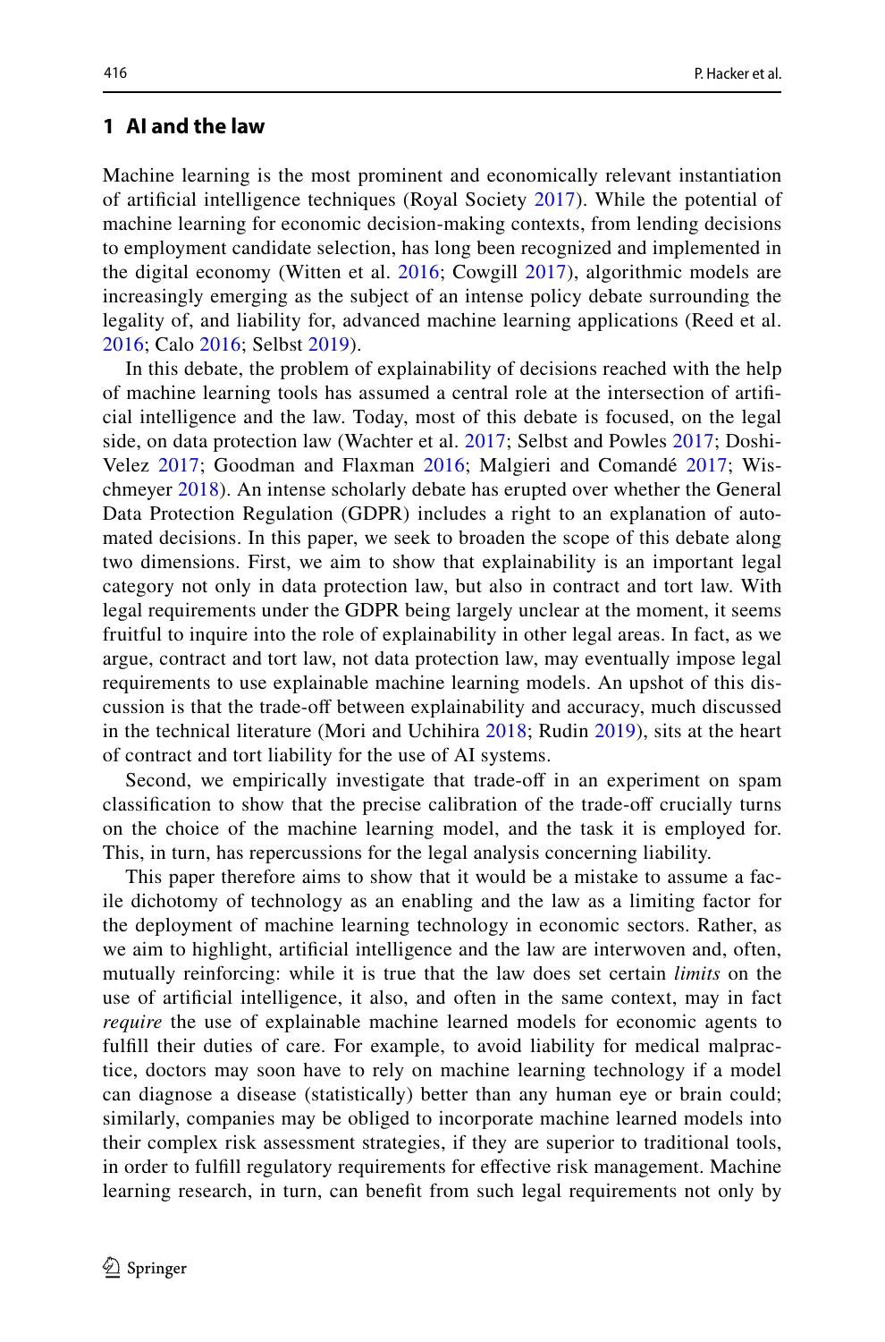## 1 AI and the law

Machine learning is the most prominent and economically relevant instantiation of artificial intelligence techniques (Royal Society 2017). While the potential of machine learning for economic decision-making contexts, from lending decisions to employment candidate selection, has long been recognized and implemented in the digital economy (Witten et al. 2016; Cowgill 2017), algorithmic models are increasingly emerging as the subject of an intense policy debate surrounding the legality of, and liability for, advanced machine learning applications (Reed et al. 2016; Calo 2016; Selbst 2019).

In this debate, the problem of explainability of decisions reached with the help of machine learning tools has assumed a central role at the intersection of artificial intelligence and the law. Today, most of this debate is focused, on the legal side, on data protection law (Wachter et al. 2017; Selbst and Powles 2017; Doshi-Velez 2017; Goodman and Flaxman 2016; Malgieri and Comandé 2017; Wischmeyer 2018). An intense scholarly debate has erupted over whether the General Data Protection Regulation (GDPR) includes a right to an explanation of automated decisions. In this paper, we seek to broaden the scope of this debate along two dimensions. First, we aim to show that explainability is an important legal category not only in data protection law, but also in contract and tort law. With legal requirements under the GDPR being largely unclear at the moment, it seems fruitful to inquire into the role of explainability in other legal areas. In fact, as we argue, contract and tort law, not data protection law, may eventually impose legal requirements to use explainable machine learning models. An upshot of this discussion is that the trade-off between explainability and accuracy, much discussed in the technical literature (Mori and Uchihira 2018; Rudin 2019), sits at the heart of contract and tort liability for the use of AI systems.

Second, we empirically investigate that trade-off in an experiment on spam classification to show that the precise calibration of the trade-off crucially turns on the choice of the machine learning model, and the task it is employed for. This, in turn, has repercussions for the legal analysis concerning liability.

This paper therefore aims to show that it would be a mistake to assume a facile dichotomy of technology as an enabling and the law as a limiting factor for the deployment of machine learning technology in economic sectors. Rather, as we aim to highlight, artificial intelligence and the law are interwoven and, often, mutually reinforcing: while it is true that the law does set certain *limits* on the use of artificial intelligence, it also, and often in the same context, may in fact *require* the use of explainable machine learned models for economic agents to fulfill their duties of care. For example, to avoid liability for medical malpractice, doctors may soon have to rely on machine learning technology if a model can diagnose a disease (statistically) better than any human eye or brain could; similarly, companies may be obliged to incorporate machine learned models into their complex risk assessment strategies, if they are superior to traditional tools, in order to fulfill regulatory requirements for effective risk management. Machine learning research, in turn, can benefit from such legal requirements not only by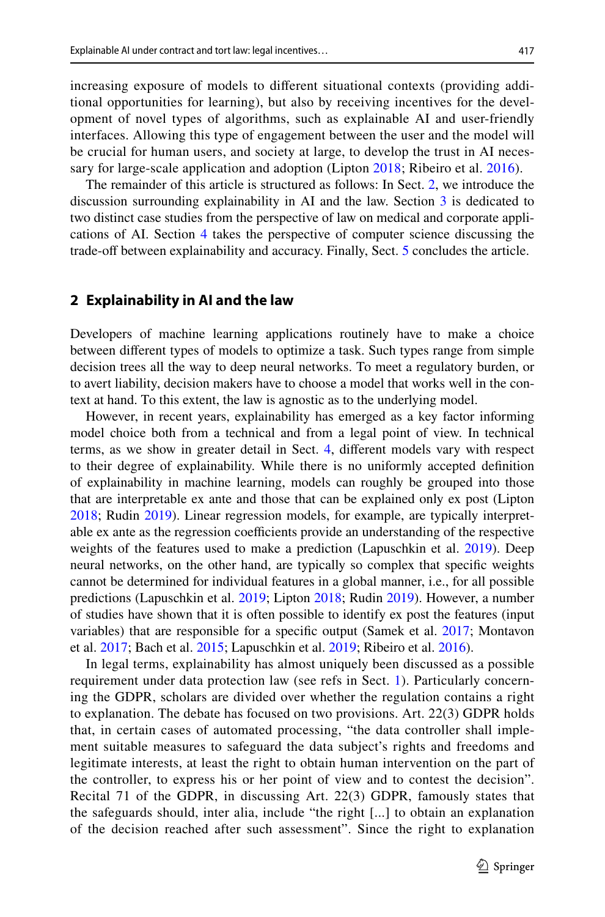increasing exposure of models to different situational contexts (providing additional opportunities for learning), but also by receiving incentives for the development of novel types of algorithms, such as explainable AI and user-friendly interfaces. Allowing this type of engagement between the user and the model will be crucial for human users, and society at large, to develop the trust in AI necessary for large-scale application and adoption (Lipton 2018; Ribeiro et al. 2016).

The remainder of this article is structured as follows: In Sect. 2, we introduce the discussion surrounding explainability in AI and the law. Section 3 is dedicated to two distinct case studies from the perspective of law on medical and corporate applications of AI. Section 4 takes the perspective of computer science discussing the trade-off between explainability and accuracy. Finally, Sect. 5 concludes the article.

## 2 Explainability in AI and the law

Developers of machine learning applications routinely have to make a choice between different types of models to optimize a task. Such types range from simple decision trees all the way to deep neural networks. To meet a regulatory burden, or to avert liability, decision makers have to choose a model that works well in the context at hand. To this extent, the law is agnostic as to the underlying model.

However, in recent years, explainability has emerged as a key factor informing model choice both from a technical and from a legal point of view. In technical terms, as we show in greater detail in Sect. 4, different models vary with respect to their degree of explainability. While there is no uniformly accepted definition of explainability in machine learning, models can roughly be grouped into those that are interpretable ex ante and those that can be explained only ex post (Lipton 2018; Rudin 2019). Linear regression models, for example, are typically interpretable ex ante as the regression coefficients provide an understanding of the respective weights of the features used to make a prediction (Lapuschkin et al. 2019). Deep neural networks, on the other hand, are typically so complex that specific weights cannot be determined for individual features in a global manner, i.e., for all possible predictions (Lapuschkin et al. 2019; Lipton 2018; Rudin 2019). However, a number of studies have shown that it is often possible to identify ex post the features (input variables) that are responsible for a specific output (Samek et al. 2017; Montavon et al. 2017; Bach et al. 2015; Lapuschkin et al. 2019; Ribeiro et al. 2016).

In legal terms, explainability has almost uniquely been discussed as a possible requirement under data protection law (see refs in Sect. 1). Particularly concerning the GDPR, scholars are divided over whether the regulation contains a right to explanation. The debate has focused on two provisions. Art. 22(3) GDPR holds that, in certain cases of automated processing, "the data controller shall implement suitable measures to safeguard the data subject's rights and freedoms and legitimate interests, at least the right to obtain human intervention on the part of the controller, to express his or her point of view and to contest the decision". Recital 71 of the GDPR, in discussing Art. 22(3) GDPR, famously states that the safeguards should, inter alia, include "the right [...] to obtain an explanation of the decision reached after such assessment". Since the right to explanation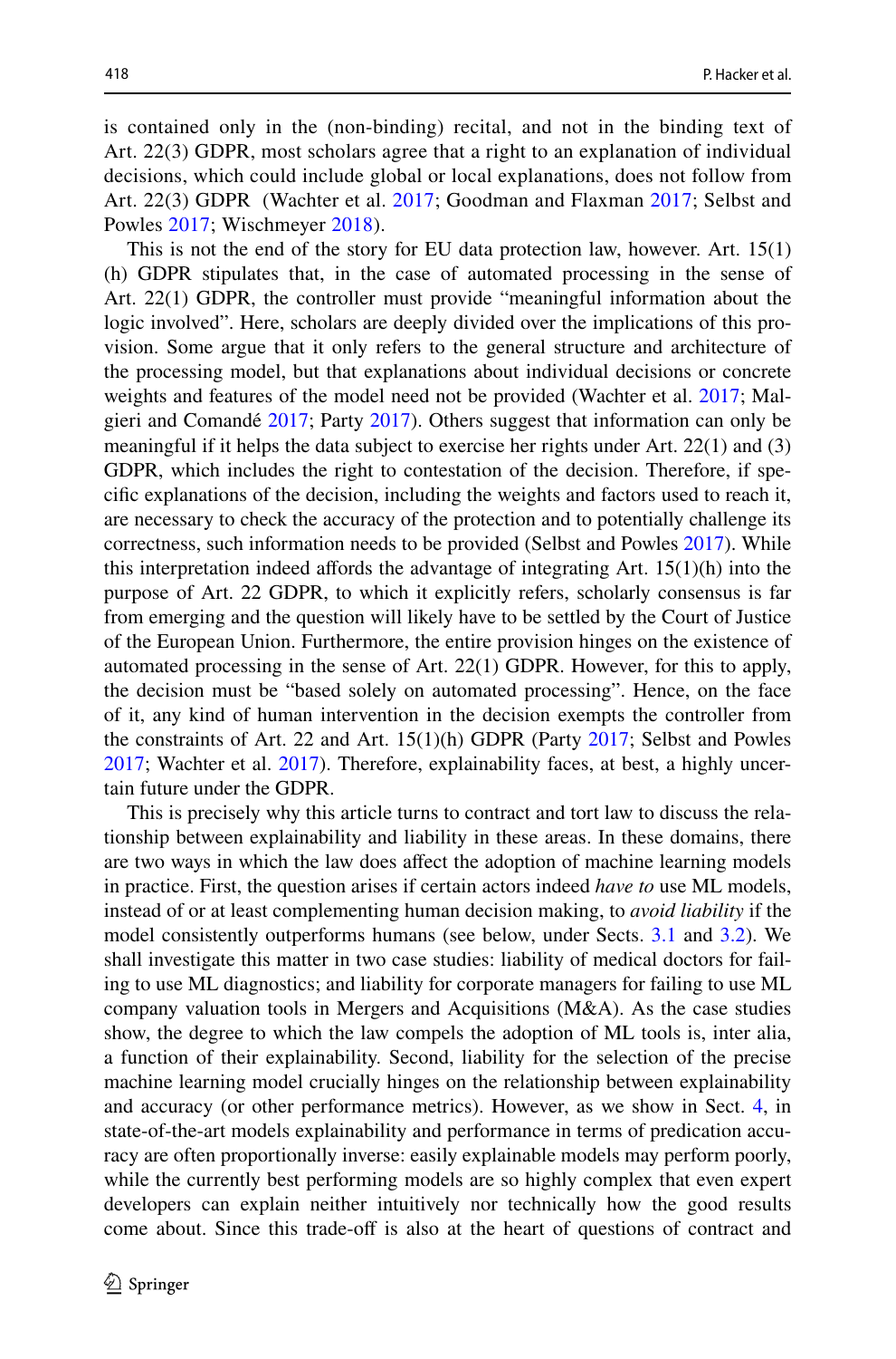is contained only in the (non-binding) recital, and not in the binding text of Art. 22(3) GDPR, most scholars agree that a right to an explanation of individual decisions, which could include global or local explanations, does not follow from Art. 22(3) GDPR (Wachter et al. 2017; Goodman and Flaxman 2017; Selbst and Powles 2017; Wischmeyer 2018).

This is not the end of the story for EU data protection law, however. Art. 15(1)(h) GDPR stipulates that, in the case of automated processing in the sense of Art. 22(1) GDPR, the controller must provide "meaningful information about the logic involved". Here, scholars are deeply divided over the implications of this provision. Some argue that it only refers to the general structure and architecture of the processing model, but that explanations about individual decisions or concrete weights and features of the model need not be provided (Wachter et al. 2017; Malgieri and Comandé 2017; Party 2017). Others suggest that information can only be meaningful if it helps the data subject to exercise her rights under Art. 22(1) and (3) GDPR, which includes the right to contestation of the decision. Therefore, if specific explanations of the decision, including the weights and factors used to reach it, are necessary to check the accuracy of the protection and to potentially challenge its correctness, such information needs to be provided (Selbst and Powles 2017). While this interpretation indeed affords the advantage of integrating Art. 15(1)(h) into the purpose of Art. 22 GDPR, to which it explicitly refers, scholarly consensus is far from emerging and the question will likely have to be settled by the Court of Justice of the European Union. Furthermore, the entire provision hinges on the existence of automated processing in the sense of Art. 22(1) GDPR. However, for this to apply, the decision must be "based solely on automated processing". Hence, on the face of it, any kind of human intervention in the decision exempts the controller from the constraints of Art. 22 and Art. 15(1)(h) GDPR (Party 2017; Selbst and Powles 2017; Wachter et al. 2017). Therefore, explainability faces, at best, a highly uncertain future under the GDPR.

This is precisely why this article turns to contract and tort law to discuss the relationship between explainability and liability in these areas. In these domains, there are two ways in which the law does affect the adoption of machine learning models in practice. First, the question arises if certain actors indeed *have to* use ML models, instead of or at least complementing human decision making, to *avoid liability* if the model consistently outperforms humans (see below, under Sects. 3.1 and 3.2). We shall investigate this matter in two case studies: liability of medical doctors for failing to use ML diagnostics; and liability for corporate managers for failing to use ML company valuation tools in Mergers and Acquisitions (M&A). As the case studies show, the degree to which the law compels the adoption of ML tools is, inter alia, a function of their explainability. Second, liability for the selection of the precise machine learning model crucially hinges on the relationship between explainability and accuracy (or other performance metrics). However, as we show in Sect. 4, in state-of-the-art models explainability and performance in terms of predication accuracy are often proportionally inverse: easily explainable models may perform poorly, while the currently best performing models are so highly complex that even expert developers can explain neither intuitively nor technically how the good results come about. Since this trade-off is also at the heart of questions of contract and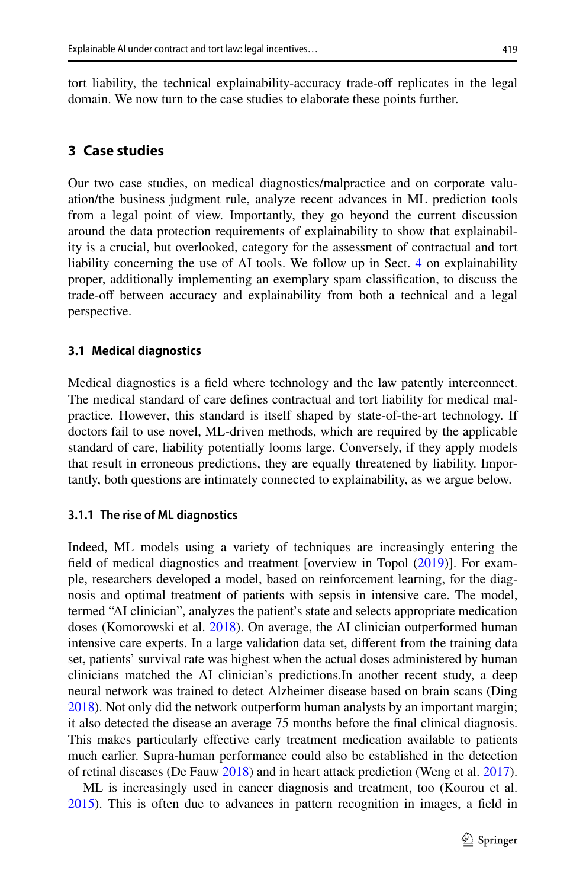tort liability, the technical explainability-accuracy trade-off replicates in the legal domain. We now turn to the case studies to elaborate these points further.

## 3 Case studies

Our two case studies, on medical diagnostics/malpractice and on corporate valuation/the business judgment rule, analyze recent advances in ML prediction tools from a legal point of view. Importantly, they go beyond the current discussion around the data protection requirements of explainability to show that explainability is a crucial, but overlooked, category for the assessment of contractual and tort liability concerning the use of AI tools. We follow up in Sect. 4 on explainability proper, additionally implementing an exemplary spam classification, to discuss the trade-off between accuracy and explainability from both a technical and a legal perspective.

### 3.1 Medical diagnostics

Medical diagnostics is a field where technology and the law patently interconnect. The medical standard of care defines contractual and tort liability for medical malpractice. However, this standard is itself shaped by state-of-the-art technology. If doctors fail to use novel, ML-driven methods, which are required by the applicable standard of care, liability potentially looms large. Conversely, if they apply models that result in erroneous predictions, they are equally threatened by liability. Importantly, both questions are intimately connected to explainability, as we argue below.

#### 3.1.1 The rise of ML diagnostics

Indeed, ML models using a variety of techniques are increasingly entering the field of medical diagnostics and treatment [overview in Topol (2019)]. For example, researchers developed a model, based on reinforcement learning, for the diagnosis and optimal treatment of patients with sepsis in intensive care. The model, termed "AI clinician", analyzes the patient's state and selects appropriate medication doses (Komorowski et al. 2018). On average, the AI clinician outperformed human intensive care experts. In a large validation data set, different from the training data set, patients' survival rate was highest when the actual doses administered by human clinicians matched the AI clinician's predictions.In another recent study, a deep neural network was trained to detect Alzheimer disease based on brain scans (Ding 2018). Not only did the network outperform human analysts by an important margin; it also detected the disease an average 75 months before the final clinical diagnosis. This makes particularly effective early treatment medication available to patients much earlier. Supra-human performance could also be established in the detection of retinal diseases (De Fauw 2018) and in heart attack prediction (Weng et al. 2017).

ML is increasingly used in cancer diagnosis and treatment, too (Kourou et al. 2015). This is often due to advances in pattern recognition in images, a field in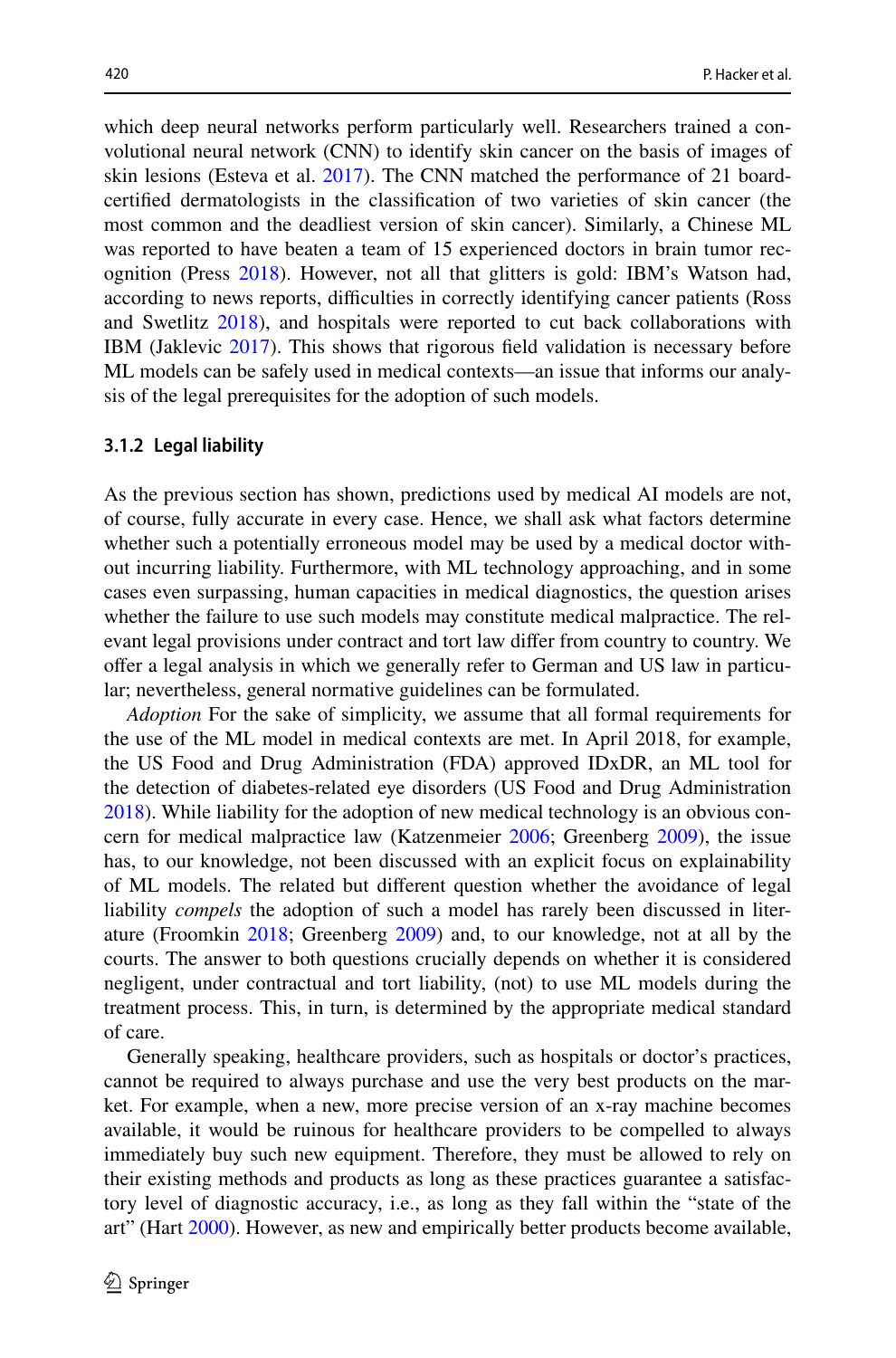which deep neural networks perform particularly well. Researchers trained a convolutional neural network (CNN) to identify skin cancer on the basis of images of skin lesions (Esteva et al. 2017). The CNN matched the performance of 21 board-certified dermatologists in the classification of two varieties of skin cancer (the most common and the deadliest version of skin cancer). Similarly, a Chinese ML was reported to have beaten a team of 15 experienced doctors in brain tumor recognition (Press 2018). However, not all that glitters is gold: IBM's Watson had, according to news reports, difficulties in correctly identifying cancer patients (Ross and Swetlitz 2018), and hospitals were reported to cut back collaborations with IBM (Jaklevic 2017). This shows that rigorous field validation is necessary before ML models can be safely used in medical contexts—an issue that informs our analysis of the legal prerequisites for the adoption of such models.

#### 3.1.2 Legal liability

As the previous section has shown, predictions used by medical AI models are not, of course, fully accurate in every case. Hence, we shall ask what factors determine whether such a potentially erroneous model may be used by a medical doctor without incurring liability. Furthermore, with ML technology approaching, and in some cases even surpassing, human capacities in medical diagnostics, the question arises whether the failure to use such models may constitute medical malpractice. The relevant legal provisions under contract and tort law differ from country to country. We offer a legal analysis in which we generally refer to German and US law in particular; nevertheless, general normative guidelines can be formulated.

*Adoption* For the sake of simplicity, we assume that all formal requirements for the use of the ML model in medical contexts are met. In April 2018, for example, the US Food and Drug Administration (FDA) approved IDxDR, an ML tool for the detection of diabetes-related eye disorders (US Food and Drug Administration 2018). While liability for the adoption of new medical technology is an obvious concern for medical malpractice law (Katzenmeier 2006; Greenberg 2009), the issue has, to our knowledge, not been discussed with an explicit focus on explainability of ML models. The related but different question whether the avoidance of legal liability *compels* the adoption of such a model has rarely been discussed in literature (Froomkin 2018; Greenberg 2009) and, to our knowledge, not at all by the courts. The answer to both questions crucially depends on whether it is considered negligent, under contractual and tort liability, (not) to use ML models during the treatment process. This, in turn, is determined by the appropriate medical standard of care.

Generally speaking, healthcare providers, such as hospitals or doctor's practices, cannot be required to always purchase and use the very best products on the market. For example, when a new, more precise version of an x-ray machine becomes available, it would be ruinous for healthcare providers to be compelled to always immediately buy such new equipment. Therefore, they must be allowed to rely on their existing methods and products as long as these practices guarantee a satisfactory level of diagnostic accuracy, i.e., as long as they fall within the "state of the art" (Hart 2000). However, as new and empirically better products become available,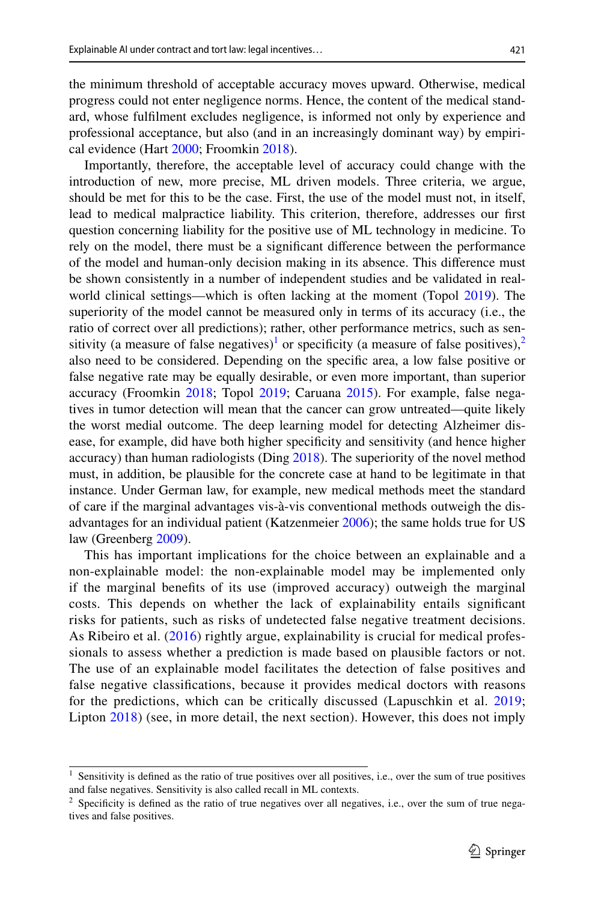the minimum threshold of acceptable accuracy moves upward. Otherwise, medical progress could not enter negligence norms. Hence, the content of the medical standard, whose fulfilment excludes negligence, is informed not only by experience and professional acceptance, but also (and in an increasingly dominant way) by empirical evidence (Hart 2000; Froomkin 2018).

Importantly, therefore, the acceptable level of accuracy could change with the introduction of new, more precise, ML driven models. Three criteria, we argue, should be met for this to be the case. First, the use of the model must not, in itself, lead to medical malpractice liability. This criterion, therefore, addresses our first question concerning liability for the positive use of ML technology in medicine. To rely on the model, there must be a significant difference between the performance of the model and human-only decision making in its absence. This difference must be shown consistently in a number of independent studies and be validated in real-world clinical settings—which is often lacking at the moment (Topol 2019). The superiority of the model cannot be measured only in terms of its accuracy (i.e., the ratio of correct over all predictions); rather, other performance metrics, such as sensitivity (a measure of false negatives)[1] or specificity (a measure of false positives),[2] also need to be considered. Depending on the specific area, a low false positive or false negative rate may be equally desirable, or even more important, than superior accuracy (Froomkin 2018; Topol 2019; Caruana 2015). For example, false negatives in tumor detection will mean that the cancer can grow untreated—quite likely the worst medial outcome. The deep learning model for detecting Alzheimer disease, for example, did have both higher specificity and sensitivity (and hence higher accuracy) than human radiologists (Ding 2018). The superiority of the novel method must, in addition, be plausible for the concrete case at hand to be legitimate in that instance. Under German law, for example, new medical methods meet the standard of care if the marginal advantages vis-à-vis conventional methods outweigh the disadvantages for an individual patient (Katzenmeier 2006); the same holds true for US law (Greenberg 2009).

This has important implications for the choice between an explainable and a non-explainable model: the non-explainable model may be implemented only if the marginal benefits of its use (improved accuracy) outweigh the marginal costs. This depends on whether the lack of explainability entails significant risks for patients, such as risks of undetected false negative treatment decisions. As Ribeiro et al. (2016) rightly argue, explainability is crucial for medical professionals to assess whether a prediction is made based on plausible factors or not. The use of an explainable model facilitates the detection of false positives and false negative classifications, because it provides medical doctors with reasons for the predictions, which can be critically discussed (Lapuschkin et al. 2019; Lipton 2018) (see, in more detail, the next section). However, this does not imply

---

[1] Sensitivity is defined as the ratio of true positives over all positives, i.e., over the sum of true positives and false negatives. Sensitivity is also called recall in ML contexts.

[2] Specificity is defined as the ratio of true negatives over all negatives, i.e., over the sum of true negatives and false positives.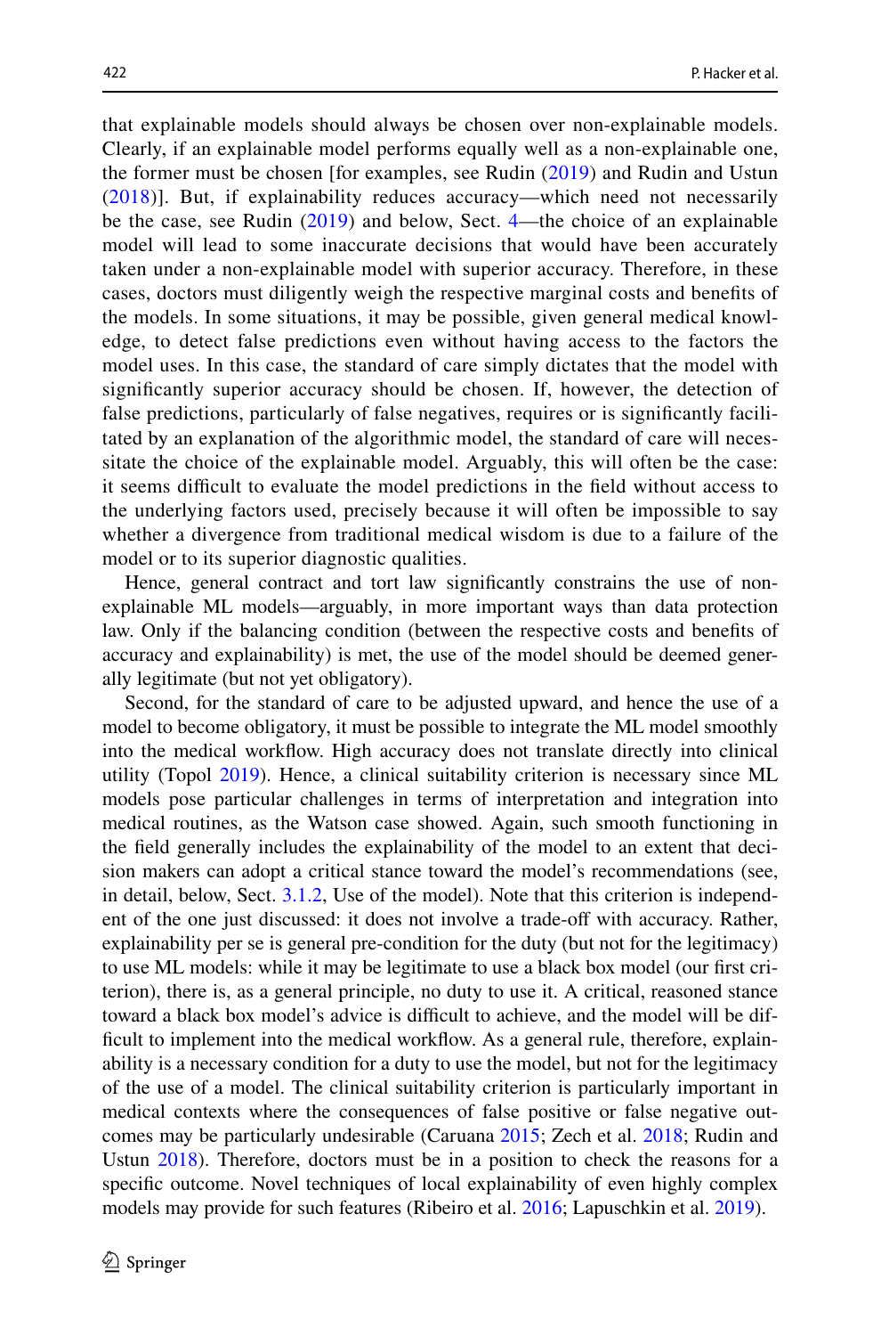that explainable models should always be chosen over non-explainable models. Clearly, if an explainable model performs equally well as a non-explainable one, the former must be chosen [for examples, see Rudin (2019) and Rudin and Ustun (2018)]. But, if explainability reduces accuracy—which need not necessarily be the case, see Rudin (2019) and below, Sect. 4—the choice of an explainable model will lead to some inaccurate decisions that would have been accurately taken under a non-explainable model with superior accuracy. Therefore, in these cases, doctors must diligently weigh the respective marginal costs and benefits of the models. In some situations, it may be possible, given general medical knowledge, to detect false predictions even without having access to the factors the model uses. In this case, the standard of care simply dictates that the model with significantly superior accuracy should be chosen. If, however, the detection of false predictions, particularly of false negatives, requires or is significantly facilitated by an explanation of the algorithmic model, the standard of care will necessitate the choice of the explainable model. Arguably, this will often be the case: it seems difficult to evaluate the model predictions in the field without access to the underlying factors used, precisely because it will often be impossible to say whether a divergence from traditional medical wisdom is due to a failure of the model or to its superior diagnostic qualities.

Hence, general contract and tort law significantly constrains the use of non-explainable ML models—arguably, in more important ways than data protection law. Only if the balancing condition (between the respective costs and benefits of accuracy and explainability) is met, the use of the model should be deemed generally legitimate (but not yet obligatory).

Second, for the standard of care to be adjusted upward, and hence the use of a model to become obligatory, it must be possible to integrate the ML model smoothly into the medical workflow. High accuracy does not translate directly into clinical utility (Topol 2019). Hence, a clinical suitability criterion is necessary since ML models pose particular challenges in terms of interpretation and integration into medical routines, as the Watson case showed. Again, such smooth functioning in the field generally includes the explainability of the model to an extent that decision makers can adopt a critical stance toward the model's recommendations (see, in detail, below, Sect. 3.1.2, Use of the model). Note that this criterion is independent of the one just discussed: it does not involve a trade-off with accuracy. Rather, explainability per se is general pre-condition for the duty (but not for the legitimacy) to use ML models: while it may be legitimate to use a black box model (our first criterion), there is, as a general principle, no duty to use it. A critical, reasoned stance toward a black box model's advice is difficult to achieve, and the model will be difficult to implement into the medical workflow. As a general rule, therefore, explainability is a necessary condition for a duty to use the model, but not for the legitimacy of the use of a model. The clinical suitability criterion is particularly important in medical contexts where the consequences of false positive or false negative outcomes may be particularly undesirable (Caruana 2015; Zech et al. 2018; Rudin and Ustun 2018). Therefore, doctors must be in a position to check the reasons for a specific outcome. Novel techniques of local explainability of even highly complex models may provide for such features (Ribeiro et al. 2016; Lapuschkin et al. 2019).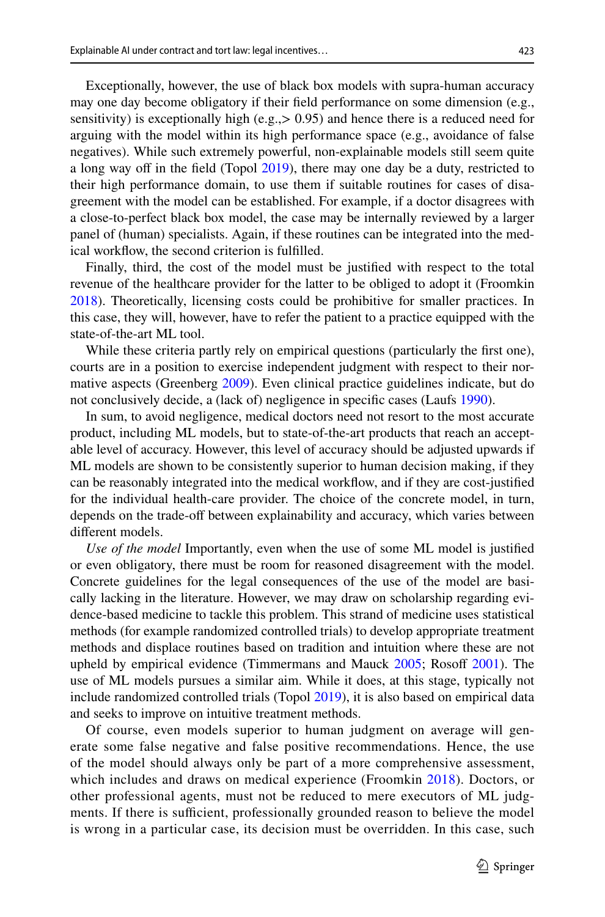Exceptionally, however, the use of black box models with supra-human accuracy may one day become obligatory if their field performance on some dimension (e.g., sensitivity) is exceptionally high (e.g.,> 0.95) and hence there is a reduced need for arguing with the model within its high performance space (e.g., avoidance of false negatives). While such extremely powerful, non-explainable models still seem quite a long way off in the field (Topol 2019), there may one day be a duty, restricted to their high performance domain, to use them if suitable routines for cases of disagreement with the model can be established. For example, if a doctor disagrees with a close-to-perfect black box model, the case may be internally reviewed by a larger panel of (human) specialists. Again, if these routines can be integrated into the medical workflow, the second criterion is fulfilled.

Finally, third, the cost of the model must be justified with respect to the total revenue of the healthcare provider for the latter to be obliged to adopt it (Froomkin 2018). Theoretically, licensing costs could be prohibitive for smaller practices. In this case, they will, however, have to refer the patient to a practice equipped with the state-of-the-art ML tool.

While these criteria partly rely on empirical questions (particularly the first one), courts are in a position to exercise independent judgment with respect to their normative aspects (Greenberg 2009). Even clinical practice guidelines indicate, but do not conclusively decide, a (lack of) negligence in specific cases (Laufs 1990).

In sum, to avoid negligence, medical doctors need not resort to the most accurate product, including ML models, but to state-of-the-art products that reach an acceptable level of accuracy. However, this level of accuracy should be adjusted upwards if ML models are shown to be consistently superior to human decision making, if they can be reasonably integrated into the medical workflow, and if they are cost-justified for the individual health-care provider. The choice of the concrete model, in turn, depends on the trade-off between explainability and accuracy, which varies between different models.

*Use of the model* Importantly, even when the use of some ML model is justified or even obligatory, there must be room for reasoned disagreement with the model. Concrete guidelines for the legal consequences of the use of the model are basically lacking in the literature. However, we may draw on scholarship regarding evidence-based medicine to tackle this problem. This strand of medicine uses statistical methods (for example randomized controlled trials) to develop appropriate treatment methods and displace routines based on tradition and intuition where these are not upheld by empirical evidence (Timmermans and Mauck 2005; Rosoff 2001). The use of ML models pursues a similar aim. While it does, at this stage, typically not include randomized controlled trials (Topol 2019), it is also based on empirical data and seeks to improve on intuitive treatment methods.

Of course, even models superior to human judgment on average will generate some false negative and false positive recommendations. Hence, the use of the model should always only be part of a more comprehensive assessment, which includes and draws on medical experience (Froomkin 2018). Doctors, or other professional agents, must not be reduced to mere executors of ML judgments. If there is sufficient, professionally grounded reason to believe the model is wrong in a particular case, its decision must be overridden. In this case, such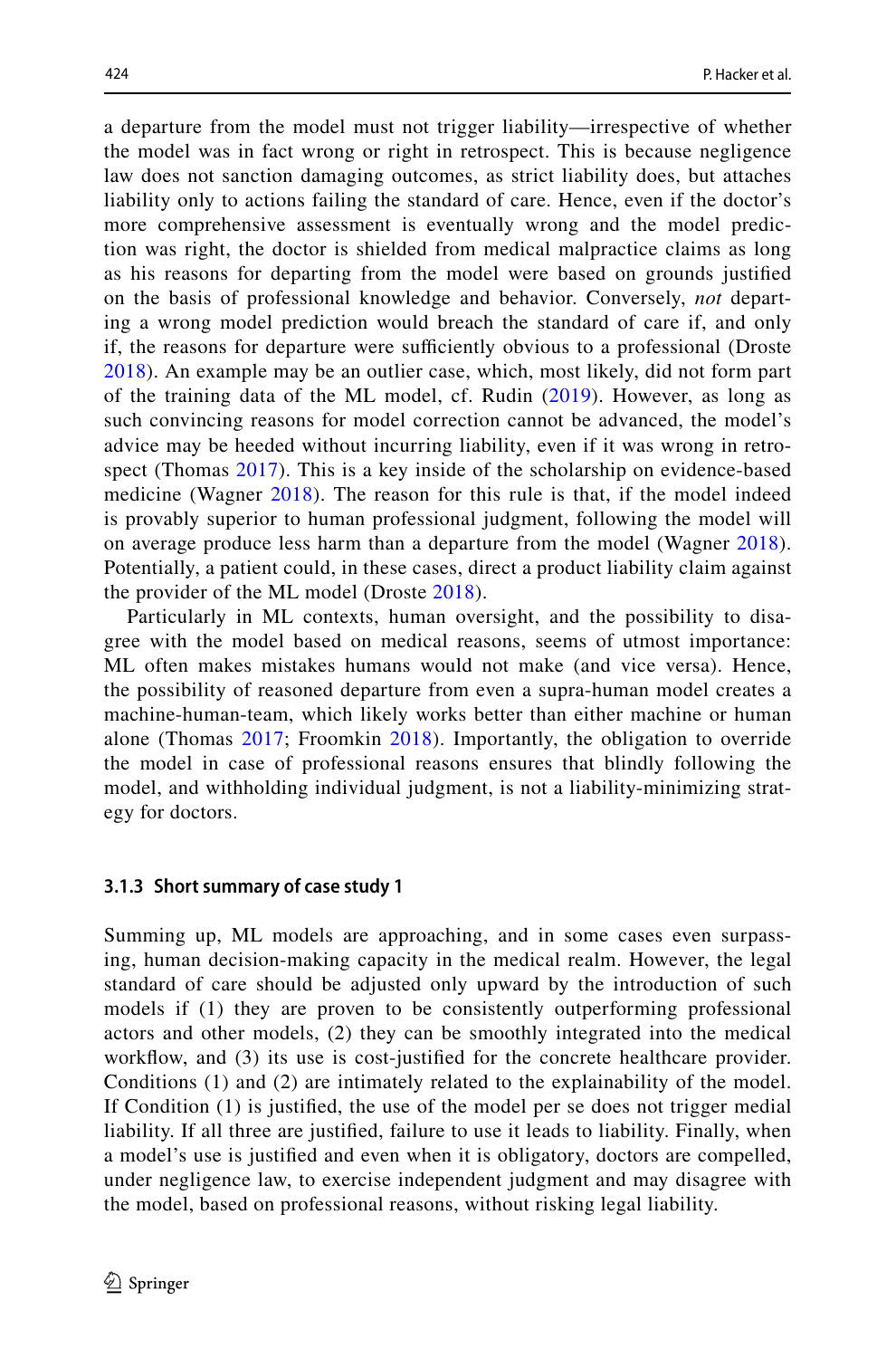a departure from the model must not trigger liability—irrespective of whether the model was in fact wrong or right in retrospect. This is because negligence law does not sanction damaging outcomes, as strict liability does, but attaches liability only to actions failing the standard of care. Hence, even if the doctor's more comprehensive assessment is eventually wrong and the model prediction was right, the doctor is shielded from medical malpractice claims as long as his reasons for departing from the model were based on grounds justified on the basis of professional knowledge and behavior. Conversely, *not* departing a wrong model prediction would breach the standard of care if, and only if, the reasons for departure were sufficiently obvious to a professional (Droste 2018). An example may be an outlier case, which, most likely, did not form part of the training data of the ML model, cf. Rudin (2019). However, as long as such convincing reasons for model correction cannot be advanced, the model's advice may be heeded without incurring liability, even if it was wrong in retrospect (Thomas 2017). This is a key inside of the scholarship on evidence-based medicine (Wagner 2018). The reason for this rule is that, if the model indeed is provably superior to human professional judgment, following the model will on average produce less harm than a departure from the model (Wagner 2018). Potentially, a patient could, in these cases, direct a product liability claim against the provider of the ML model (Droste 2018).

Particularly in ML contexts, human oversight, and the possibility to disagree with the model based on medical reasons, seems of utmost importance: ML often makes mistakes humans would not make (and vice versa). Hence, the possibility of reasoned departure from even a supra-human model creates a machine-human-team, which likely works better than either machine or human alone (Thomas 2017; Froomkin 2018). Importantly, the obligation to override the model in case of professional reasons ensures that blindly following the model, and withholding individual judgment, is not a liability-minimizing strategy for doctors.

#### 3.1.3 Short summary of case study 1

Summing up, ML models are approaching, and in some cases even surpassing, human decision-making capacity in the medical realm. However, the legal standard of care should be adjusted only upward by the introduction of such models if (1) they are proven to be consistently outperforming professional actors and other models, (2) they can be smoothly integrated into the medical workflow, and (3) its use is cost-justified for the concrete healthcare provider. Conditions (1) and (2) are intimately related to the explainability of the model. If Condition (1) is justified, the use of the model per se does not trigger medial liability. If all three are justified, failure to use it leads to liability. Finally, when a model's use is justified and even when it is obligatory, doctors are compelled, under negligence law, to exercise independent judgment and may disagree with the model, based on professional reasons, without risking legal liability.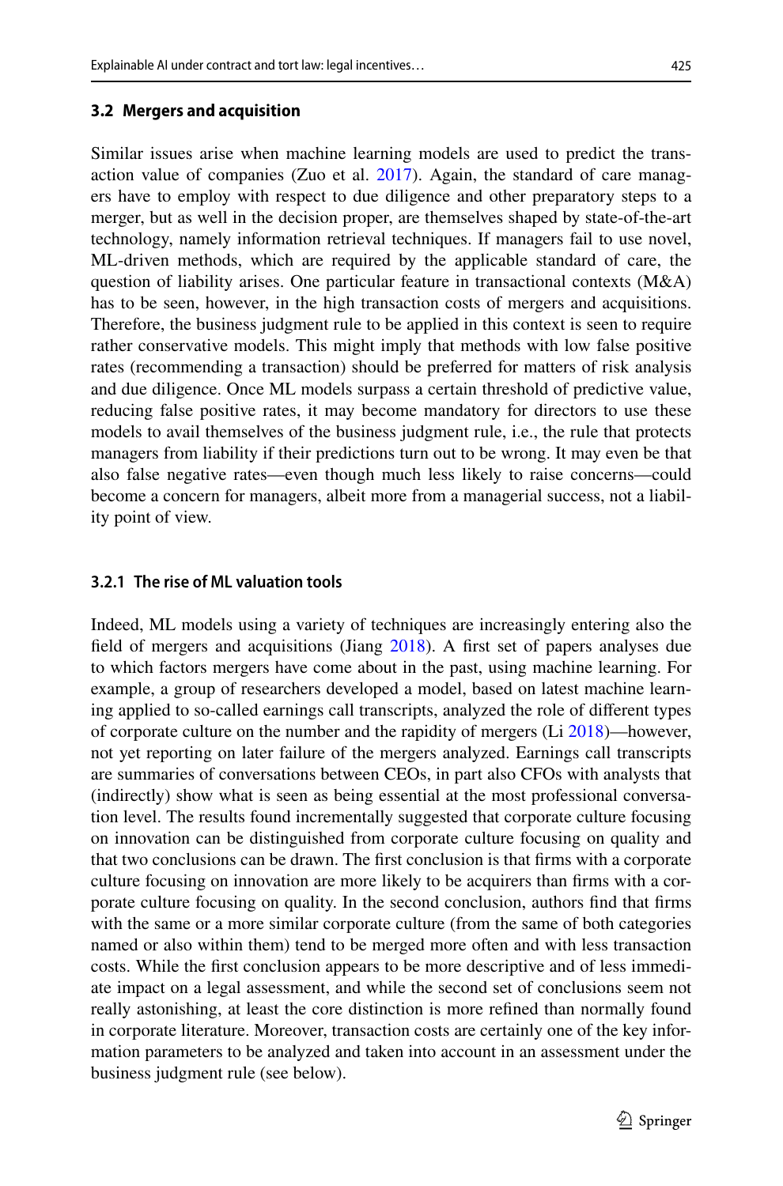### 3.2 Mergers and acquisition

Similar issues arise when machine learning models are used to predict the transaction value of companies (Zuo et al. 2017). Again, the standard of care managers have to employ with respect to due diligence and other preparatory steps to a merger, but as well in the decision proper, are themselves shaped by state-of-the-art technology, namely information retrieval techniques. If managers fail to use novel, ML-driven methods, which are required by the applicable standard of care, the question of liability arises. One particular feature in transactional contexts (M&A) has to be seen, however, in the high transaction costs of mergers and acquisitions. Therefore, the business judgment rule to be applied in this context is seen to require rather conservative models. This might imply that methods with low false positive rates (recommending a transaction) should be preferred for matters of risk analysis and due diligence. Once ML models surpass a certain threshold of predictive value, reducing false positive rates, it may become mandatory for directors to use these models to avail themselves of the business judgment rule, i.e., the rule that protects managers from liability if their predictions turn out to be wrong. It may even be that also false negative rates—even though much less likely to raise concerns—could become a concern for managers, albeit more from a managerial success, not a liability point of view.

#### 3.2.1 The rise of ML valuation tools

Indeed, ML models using a variety of techniques are increasingly entering also the field of mergers and acquisitions (Jiang 2018). A first set of papers analyses due to which factors mergers have come about in the past, using machine learning. For example, a group of researchers developed a model, based on latest machine learning applied to so-called earnings call transcripts, analyzed the role of different types of corporate culture on the number and the rapidity of mergers (Li 2018)—however, not yet reporting on later failure of the mergers analyzed. Earnings call transcripts are summaries of conversations between CEOs, in part also CFOs with analysts that (indirectly) show what is seen as being essential at the most professional conversation level. The results found incrementally suggested that corporate culture focusing on innovation can be distinguished from corporate culture focusing on quality and that two conclusions can be drawn. The first conclusion is that firms with a corporate culture focusing on innovation are more likely to be acquirers than firms with a corporate culture focusing on quality. In the second conclusion, authors find that firms with the same or a more similar corporate culture (from the same of both categories named or also within them) tend to be merged more often and with less transaction costs. While the first conclusion appears to be more descriptive and of less immediate impact on a legal assessment, and while the second set of conclusions seem not really astonishing, at least the core distinction is more refined than normally found in corporate literature. Moreover, transaction costs are certainly one of the key information parameters to be analyzed and taken into account in an assessment under the business judgment rule (see below).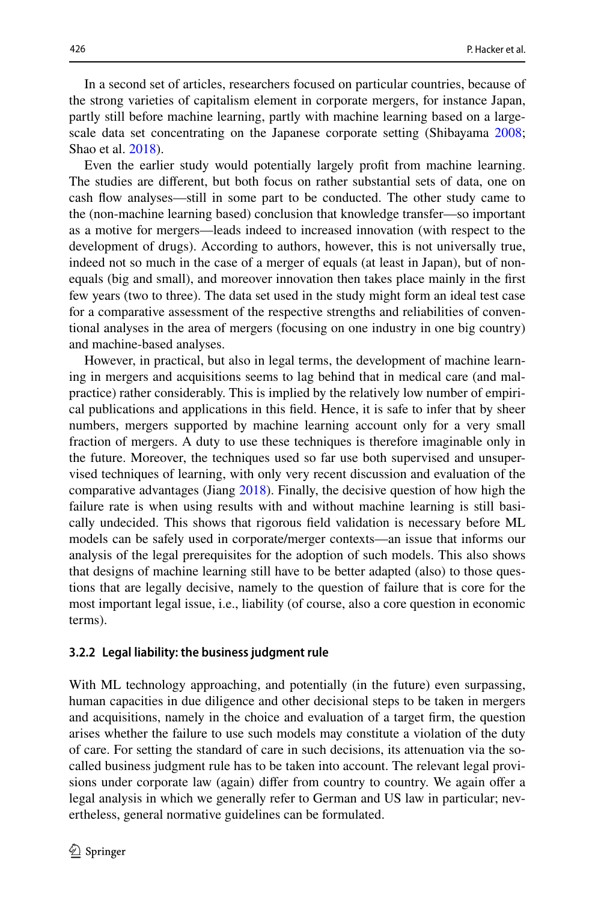In a second set of articles, researchers focused on particular countries, because of the strong varieties of capitalism element in corporate mergers, for instance Japan, partly still before machine learning, partly with machine learning based on a large-scale data set concentrating on the Japanese corporate setting (Shibayama 2008; Shao et al. 2018).

Even the earlier study would potentially largely profit from machine learning. The studies are different, but both focus on rather substantial sets of data, one on cash flow analyses—still in some part to be conducted. The other study came to the (non-machine learning based) conclusion that knowledge transfer—so important as a motive for mergers—leads indeed to increased innovation (with respect to the development of drugs). According to authors, however, this is not universally true, indeed not so much in the case of a merger of equals (at least in Japan), but of non-equals (big and small), and moreover innovation then takes place mainly in the first few years (two to three). The data set used in the study might form an ideal test case for a comparative assessment of the respective strengths and reliabilities of conventional analyses in the area of mergers (focusing on one industry in one big country) and machine-based analyses.

However, in practical, but also in legal terms, the development of machine learning in mergers and acquisitions seems to lag behind that in medical care (and malpractice) rather considerably. This is implied by the relatively low number of empirical publications and applications in this field. Hence, it is safe to infer that by sheer numbers, mergers supported by machine learning account only for a very small fraction of mergers. A duty to use these techniques is therefore imaginable only in the future. Moreover, the techniques used so far use both supervised and unsupervised techniques of learning, with only very recent discussion and evaluation of the comparative advantages (Jiang 2018). Finally, the decisive question of how high the failure rate is when using results with and without machine learning is still basically undecided. This shows that rigorous field validation is necessary before ML models can be safely used in corporate/merger contexts—an issue that informs our analysis of the legal prerequisites for the adoption of such models. This also shows that designs of machine learning still have to be better adapted (also) to those questions that are legally decisive, namely to the question of failure that is core for the most important legal issue, i.e., liability (of course, also a core question in economic terms).

### 3.2.2 Legal liability: the business judgment rule

With ML technology approaching, and potentially (in the future) even surpassing, human capacities in due diligence and other decisional steps to be taken in mergers and acquisitions, namely in the choice and evaluation of a target firm, the question arises whether the failure to use such models may constitute a violation of the duty of care. For setting the standard of care in such decisions, its attenuation via the so-called business judgment rule has to be taken into account. The relevant legal provisions under corporate law (again) differ from country to country. We again offer a legal analysis in which we generally refer to German and US law in particular; nevertheless, general normative guidelines can be formulated.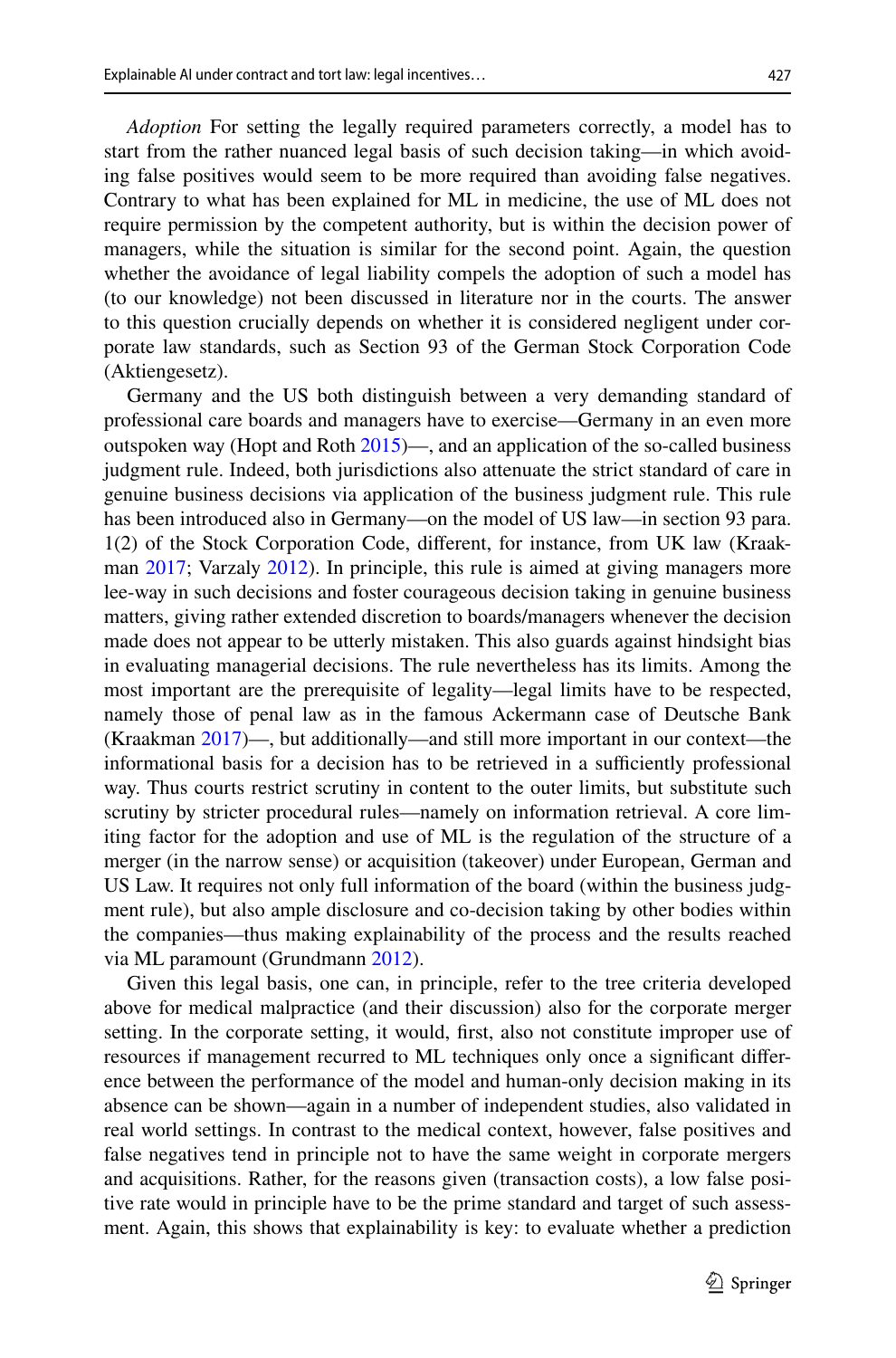*Adoption* For setting the legally required parameters correctly, a model has to start from the rather nuanced legal basis of such decision taking—in which avoiding false positives would seem to be more required than avoiding false negatives. Contrary to what has been explained for ML in medicine, the use of ML does not require permission by the competent authority, but is within the decision power of managers, while the situation is similar for the second point. Again, the question whether the avoidance of legal liability compels the adoption of such a model has (to our knowledge) not been discussed in literature nor in the courts. The answer to this question crucially depends on whether it is considered negligent under corporate law standards, such as Section 93 of the German Stock Corporation Code (Aktiengesetz).

Germany and the US both distinguish between a very demanding standard of professional care boards and managers have to exercise—Germany in an even more outspoken way (Hopt and Roth 2015)—, and an application of the so-called business judgment rule. Indeed, both jurisdictions also attenuate the strict standard of care in genuine business decisions via application of the business judgment rule. This rule has been introduced also in Germany—on the model of US law—in section 93 para. 1(2) of the Stock Corporation Code, different, for instance, from UK law (Kraakman 2017; Varzaly 2012). In principle, this rule is aimed at giving managers more lee-way in such decisions and foster courageous decision taking in genuine business matters, giving rather extended discretion to boards/managers whenever the decision made does not appear to be utterly mistaken. This also guards against hindsight bias in evaluating managerial decisions. The rule nevertheless has its limits. Among the most important are the prerequisite of legality—legal limits have to be respected, namely those of penal law as in the famous Ackermann case of Deutsche Bank (Kraakman 2017)—, but additionally—and still more important in our context—the informational basis for a decision has to be retrieved in a sufficiently professional way. Thus courts restrict scrutiny in content to the outer limits, but substitute such scrutiny by stricter procedural rules—namely on information retrieval. A core limiting factor for the adoption and use of ML is the regulation of the structure of a merger (in the narrow sense) or acquisition (takeover) under European, German and US Law. It requires not only full information of the board (within the business judgment rule), but also ample disclosure and co-decision taking by other bodies within the companies—thus making explainability of the process and the results reached via ML paramount (Grundmann 2012).

Given this legal basis, one can, in principle, refer to the tree criteria developed above for medical malpractice (and their discussion) also for the corporate merger setting. In the corporate setting, it would, first, also not constitute improper use of resources if management recurred to ML techniques only once a significant difference between the performance of the model and human-only decision making in its absence can be shown—again in a number of independent studies, also validated in real world settings. In contrast to the medical context, however, false positives and false negatives tend in principle not to have the same weight in corporate mergers and acquisitions. Rather, for the reasons given (transaction costs), a low false positive rate would in principle have to be the prime standard and target of such assessment. Again, this shows that explainability is key: to evaluate whether a prediction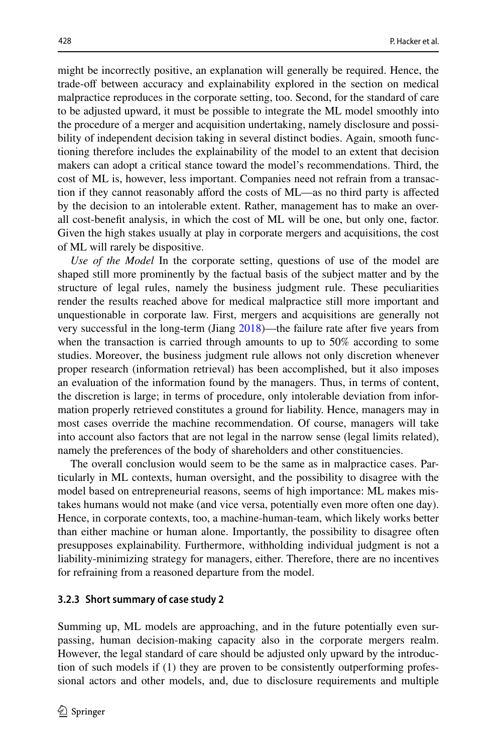might be incorrectly positive, an explanation will generally be required. Hence, the trade-off between accuracy and explainability explored in the section on medical malpractice reproduces in the corporate setting, too. Second, for the standard of care to be adjusted upward, it must be possible to integrate the ML model smoothly into the procedure of a merger and acquisition undertaking, namely disclosure and possibility of independent decision taking in several distinct bodies. Again, smooth functioning therefore includes the explainability of the model to an extent that decision makers can adopt a critical stance toward the model's recommendations. Third, the cost of ML is, however, less important. Companies need not refrain from a transaction if they cannot reasonably afford the costs of ML—as no third party is affected by the decision to an intolerable extent. Rather, management has to make an overall cost-benefit analysis, in which the cost of ML will be one, but only one, factor. Given the high stakes usually at play in corporate mergers and acquisitions, the cost of ML will rarely be dispositive.

*Use of the Model* In the corporate setting, questions of use of the model are shaped still more prominently by the factual basis of the subject matter and by the structure of legal rules, namely the business judgment rule. These peculiarities render the results reached above for medical malpractice still more important and unquestionable in corporate law. First, mergers and acquisitions are generally not very successful in the long-term (Jiang 2018)—the failure rate after five years from when the transaction is carried through amounts to up to 50% according to some studies. Moreover, the business judgment rule allows not only discretion whenever proper research (information retrieval) has been accomplished, but it also imposes an evaluation of the information found by the managers. Thus, in terms of content, the discretion is large; in terms of procedure, only intolerable deviation from information properly retrieved constitutes a ground for liability. Hence, managers may in most cases override the machine recommendation. Of course, managers will take into account also factors that are not legal in the narrow sense (legal limits related), namely the preferences of the body of shareholders and other constituencies.

The overall conclusion would seem to be the same as in malpractice cases. Particularly in ML contexts, human oversight, and the possibility to disagree with the model based on entrepreneurial reasons, seems of high importance: ML makes mistakes humans would not make (and vice versa, potentially even more often one day). Hence, in corporate contexts, too, a machine-human-team, which likely works better than either machine or human alone. Importantly, the possibility to disagree often presupposes explainability. Furthermore, withholding individual judgment is not a liability-minimizing strategy for managers, either. Therefore, there are no incentives for refraining from a reasoned departure from the model.

### 3.2.3 Short summary of case study 2

Summing up, ML models are approaching, and in the future potentially even surpassing, human decision-making capacity also in the corporate mergers realm. However, the legal standard of care should be adjusted only upward by the introduction of such models if (1) they are proven to be consistently outperforming professional actors and other models, and, due to disclosure requirements and multiple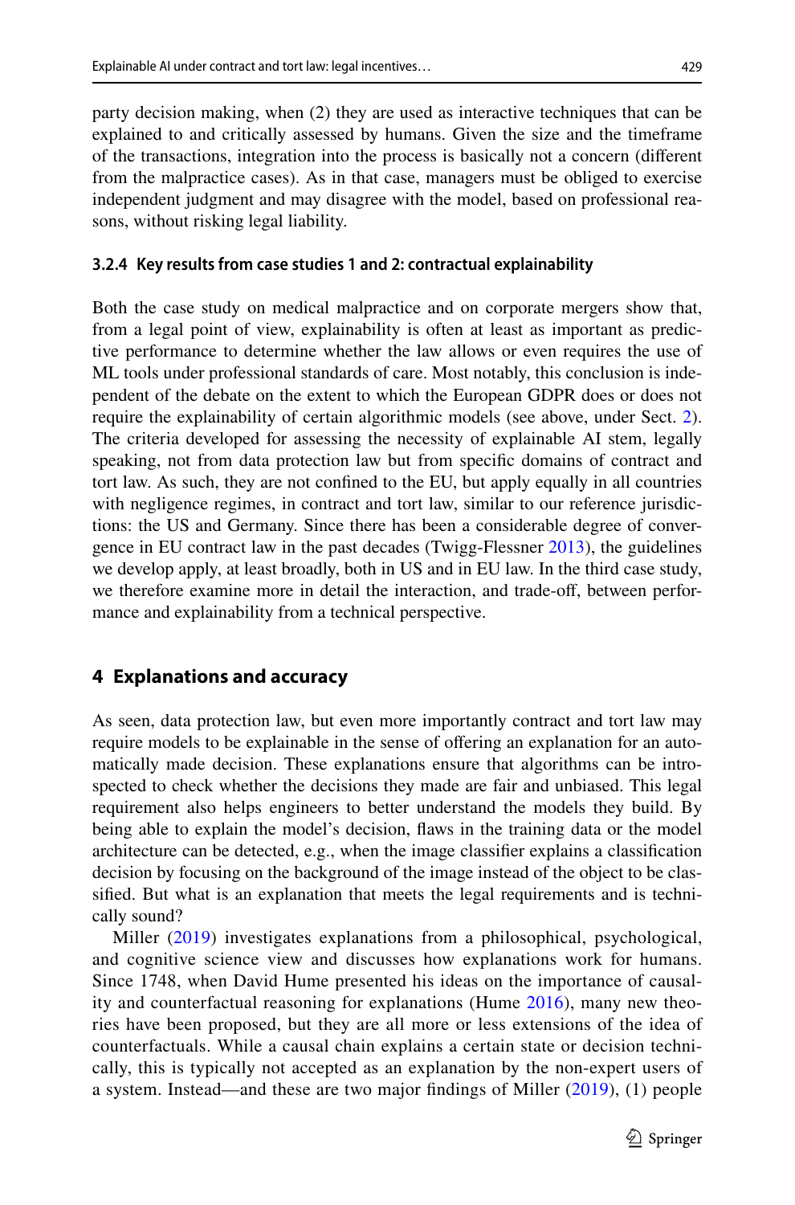party decision making, when (2) they are used as interactive techniques that can be explained to and critically assessed by humans. Given the size and the timeframe of the transactions, integration into the process is basically not a concern (different from the malpractice cases). As in that case, managers must be obliged to exercise independent judgment and may disagree with the model, based on professional reasons, without risking legal liability.

### 3.2.4 Key results from case studies 1 and 2: contractual explainability

Both the case study on medical malpractice and on corporate mergers show that, from a legal point of view, explainability is often at least as important as predictive performance to determine whether the law allows or even requires the use of ML tools under professional standards of care. Most notably, this conclusion is independent of the debate on the extent to which the European GDPR does or does not require the explainability of certain algorithmic models (see above, under Sect. 2). The criteria developed for assessing the necessity of explainable AI stem, legally speaking, not from data protection law but from specific domains of contract and tort law. As such, they are not confined to the EU, but apply equally in all countries with negligence regimes, in contract and tort law, similar to our reference jurisdictions: the US and Germany. Since there has been a considerable degree of convergence in EU contract law in the past decades (Twigg-Flessner 2013), the guidelines we develop apply, at least broadly, both in US and in EU law. In the third case study, we therefore examine more in detail the interaction, and trade-off, between performance and explainability from a technical perspective.

## 4 Explanations and accuracy

As seen, data protection law, but even more importantly contract and tort law may require models to be explainable in the sense of offering an explanation for an automatically made decision. These explanations ensure that algorithms can be introspected to check whether the decisions they made are fair and unbiased. This legal requirement also helps engineers to better understand the models they build. By being able to explain the model's decision, flaws in the training data or the model architecture can be detected, e.g., when the image classifier explains a classification decision by focusing on the background of the image instead of the object to be classified. But what is an explanation that meets the legal requirements and is technically sound?

Miller (2019) investigates explanations from a philosophical, psychological, and cognitive science view and discusses how explanations work for humans. Since 1748, when David Hume presented his ideas on the importance of causality and counterfactual reasoning for explanations (Hume 2016), many new theories have been proposed, but they are all more or less extensions of the idea of counterfactuals. While a causal chain explains a certain state or decision technically, this is typically not accepted as an explanation by the non-expert users of a system. Instead—and these are two major findings of Miller (2019), (1) people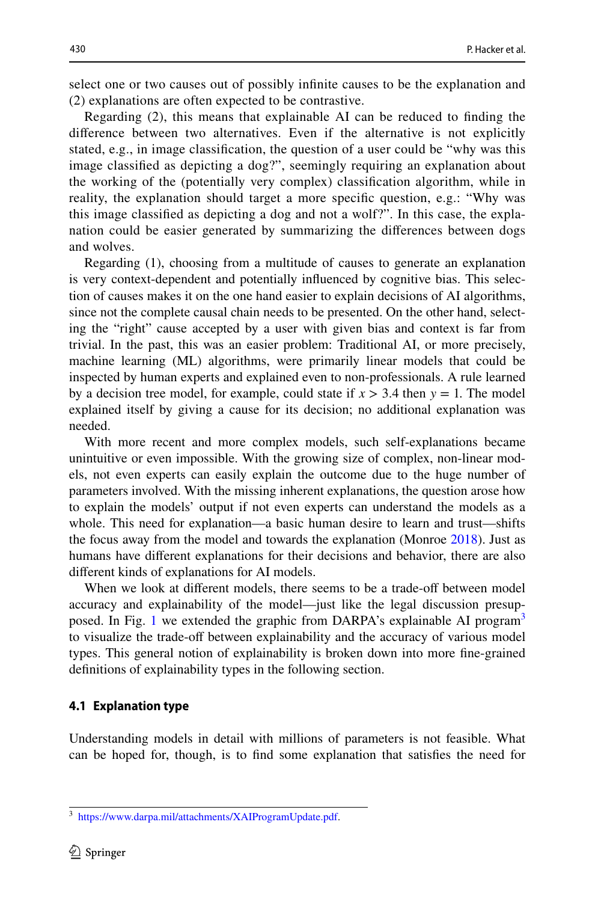select one or two causes out of possibly infinite causes to be the explanation and (2) explanations are often expected to be contrastive.

Regarding (2), this means that explainable AI can be reduced to finding the difference between two alternatives. Even if the alternative is not explicitly stated, e.g., in image classification, the question of a user could be "why was this image classified as depicting a dog?", seemingly requiring an explanation about the working of the (potentially very complex) classification algorithm, while in reality, the explanation should target a more specific question, e.g.: "Why was this image classified as depicting a dog and not a wolf?". In this case, the explanation could be easier generated by summarizing the differences between dogs and wolves.

Regarding (1), choosing from a multitude of causes to generate an explanation is very context-dependent and potentially influenced by cognitive bias. This selection of causes makes it on the one hand easier to explain decisions of AI algorithms, since not the complete causal chain needs to be presented. On the other hand, selecting the "right" cause accepted by a user with given bias and context is far from trivial. In the past, this was an easier problem: Traditional AI, or more precisely, machine learning (ML) algorithms, were primarily linear models that could be inspected by human experts and explained even to non-professionals. A rule learned by a decision tree model, for example, could state if $x > 3.4$ then $y = 1$. The model explained itself by giving a cause for its decision; no additional explanation was needed.

With more recent and more complex models, such self-explanations became unintuitive or even impossible. With the growing size of complex, non-linear models, not even experts can easily explain the outcome due to the huge number of parameters involved. With the missing inherent explanations, the question arose how to explain the models' output if not even experts can understand the models as a whole. This need for explanation—a basic human desire to learn and trust—shifts the focus away from the model and towards the explanation (Monroe 2018). Just as humans have different explanations for their decisions and behavior, there are also different kinds of explanations for AI models.

When we look at different models, there seems to be a trade-off between model accuracy and explainability of the model—just like the legal discussion presupposed. In Fig. 1 we extended the graphic from DARPA's explainable AI program[3] to visualize the trade-off between explainability and the accuracy of various model types. This general notion of explainability is broken down into more fine-grained definitions of explainability types in the following section.

### 4.1 Explanation type

Understanding models in detail with millions of parameters is not feasible. What can be hoped for, though, is to find some explanation that satisfies the need for

[3] https://www.darpa.mil/attachments/XAIProgramUpdate.pdf.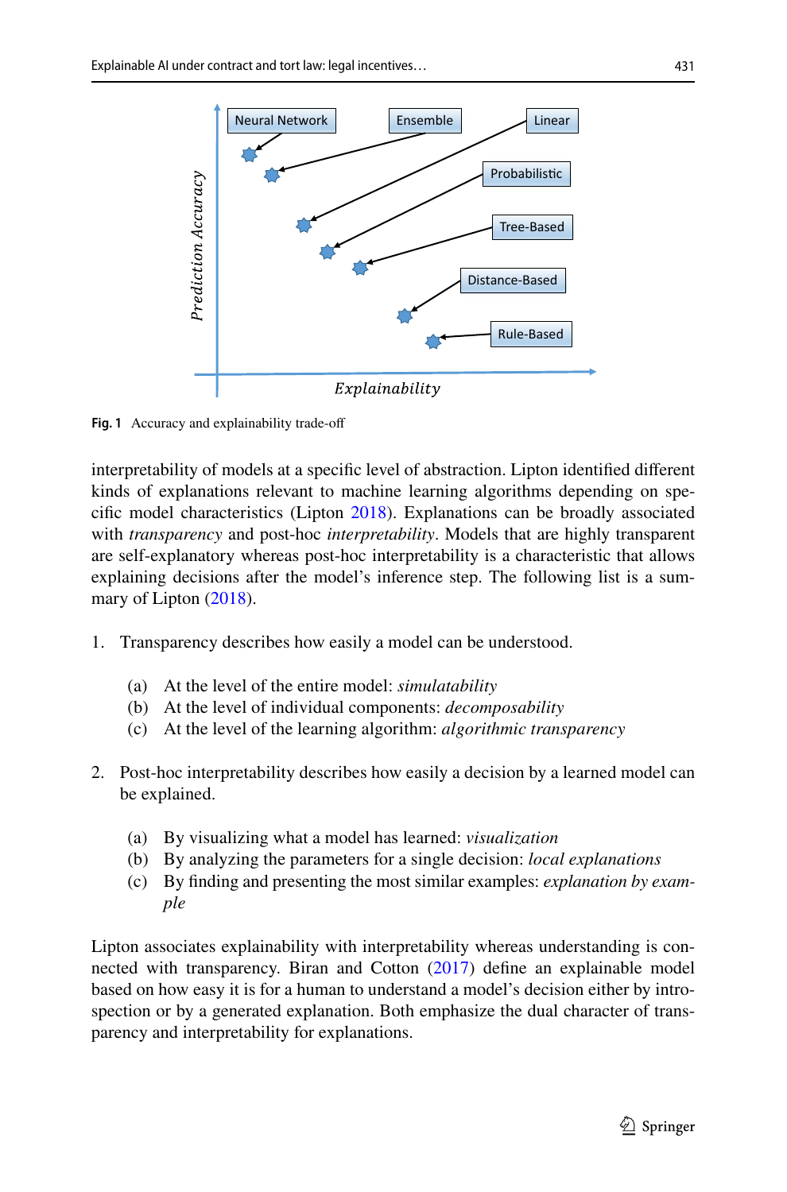Neural Network
Ensemble
Linear
Probabilistic
Tree-Based
Distance-Based
Rule-Based
Prediction Accuracy
Explainability

**Fig. 1** Accuracy and explainability trade-off

interpretability of models at a specific level of abstraction. Lipton identified different kinds of explanations relevant to machine learning algorithms depending on specific model characteristics (Lipton 2018). Explanations can be broadly associated with *transparency* and post-hoc *interpretability*. Models that are highly transparent are self-explanatory whereas post-hoc interpretability is a characteristic that allows explaining decisions after the model's inference step. The following list is a summary of Lipton (2018).

1. Transparency describes how easily a model can be understood.
   - (a) At the level of the entire model: *simulatability*
   - (b) At the level of individual components: *decomposability*
   - (c) At the level of the learning algorithm: *algorithmic transparency*
2. Post-hoc interpretability describes how easily a decision by a learned model can be explained.
   - (a) By visualizing what a model has learned: *visualization*
   - (b) By analyzing the parameters for a single decision: *local explanations*
   - (c) By finding and presenting the most similar examples: *explanation by example*

Lipton associates explainability with interpretability whereas understanding is connected with transparency. Biran and Cotton (2017) define an explainable model based on how easy it is for a human to understand a model's decision either by introspection or by a generated explanation. Both emphasize the dual character of transparency and interpretability for explanations.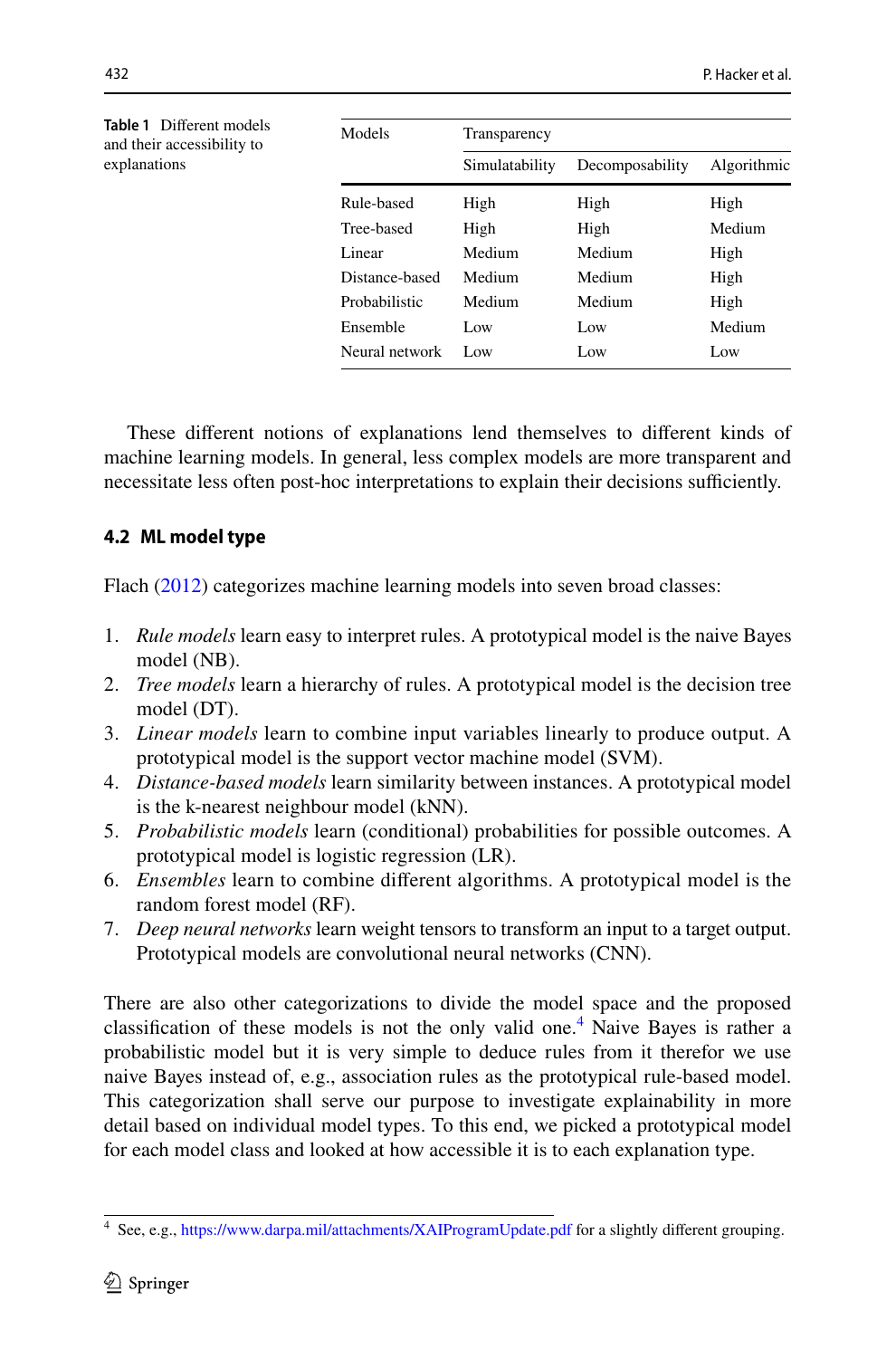**Table 1** Different models and their accessibility to explanations

| Models | Transparency | | |
|---|---|---|---|
| | Simulatability | Decomposability | Algorithmic |
| Rule-based | High | High | High |
| Tree-based | High | High | Medium |
| Linear | Medium | Medium | High |
| Distance-based | Medium | Medium | High |
| Probabilistic | Medium | Medium | High |
| Ensemble | Low | Low | Medium |
| Neural network | Low | Low | Low |

These different notions of explanations lend themselves to different kinds of machine learning models. In general, less complex models are more transparent and necessitate less often post-hoc interpretations to explain their decisions sufficiently.

### 4.2 ML model type

Flach (2012) categorizes machine learning models into seven broad classes:

1. *Rule models* learn easy to interpret rules. A prototypical model is the naive Bayes model (NB).
2. *Tree models* learn a hierarchy of rules. A prototypical model is the decision tree model (DT).
3. *Linear models* learn to combine input variables linearly to produce output. A prototypical model is the support vector machine model (SVM).
4. *Distance-based models* learn similarity between instances. A prototypical model is the k-nearest neighbour model (kNN).
5. *Probabilistic models* learn (conditional) probabilities for possible outcomes. A prototypical model is logistic regression (LR).
6. *Ensembles* learn to combine different algorithms. A prototypical model is the random forest model (RF).
7. *Deep neural networks* learn weight tensors to transform an input to a target output. Prototypical models are convolutional neural networks (CNN).

There are also other categorizations to divide the model space and the proposed classification of these models is not the only valid one.[4] Naive Bayes is rather a probabilistic model but it is very simple to deduce rules from it therefor we use naive Bayes instead of, e.g., association rules as the prototypical rule-based model. This categorization shall serve our purpose to investigate explainability in more detail based on individual model types. To this end, we picked a prototypical model for each model class and looked at how accessible it is to each explanation type.

[4] See, e.g., https://www.darpa.mil/attachments/XAIProgramUpdate.pdf for a slightly different grouping.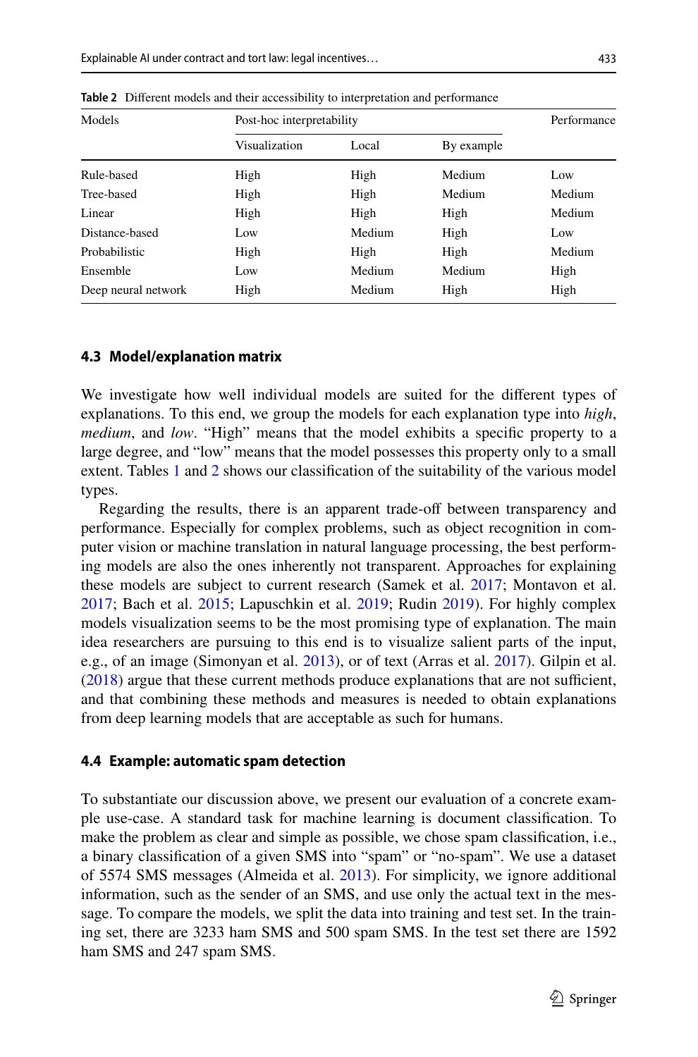**Table 2** Different models and their accessibility to interpretation and performance

| Models | Post-hoc interpretability | | | Performance |
|---|---|---|---|---|
| | Visualization | Local | By example | |
| Rule-based | High | High | Medium | Low |
| Tree-based | High | High | Medium | Medium |
| Linear | High | High | High | Medium |
| Distance-based | Low | Medium | High | Low |
| Probabilistic | High | High | High | Medium |
| Ensemble | Low | Medium | Medium | High |
| Deep neural network | High | Medium | High | High |

### 4.3 Model/explanation matrix

We investigate how well individual models are suited for the different types of explanations. To this end, we group the models for each explanation type into *high*, *medium*, and *low*. "High" means that the model exhibits a specific property to a large degree, and "low" means that the model possesses this property only to a small extent. Tables 1 and 2 shows our classification of the suitability of the various model types.

Regarding the results, there is an apparent trade-off between transparency and performance. Especially for complex problems, such as object recognition in computer vision or machine translation in natural language processing, the best performing models are also the ones inherently not transparent. Approaches for explaining these models are subject to current research (Samek et al. 2017; Montavon et al. 2017; Bach et al. 2015; Lapuschkin et al. 2019; Rudin 2019). For highly complex models visualization seems to be the most promising type of explanation. The main idea researchers are pursuing to this end is to visualize salient parts of the input, e.g., of an image (Simonyan et al. 2013), or of text (Arras et al. 2017). Gilpin et al. (2018) argue that these current methods produce explanations that are not sufficient, and that combining these methods and measures is needed to obtain explanations from deep learning models that are acceptable as such for humans.

### 4.4 Example: automatic spam detection

To substantiate our discussion above, we present our evaluation of a concrete example use-case. A standard task for machine learning is document classification. To make the problem as clear and simple as possible, we chose spam classification, i.e., a binary classification of a given SMS into "spam" or "no-spam". We use a dataset of 5574 SMS messages (Almeida et al. 2013). For simplicity, we ignore additional information, such as the sender of an SMS, and use only the actual text in the message. To compare the models, we split the data into training and test set. In the training set, there are 3233 ham SMS and 500 spam SMS. In the test set there are 1592 ham SMS and 247 spam SMS.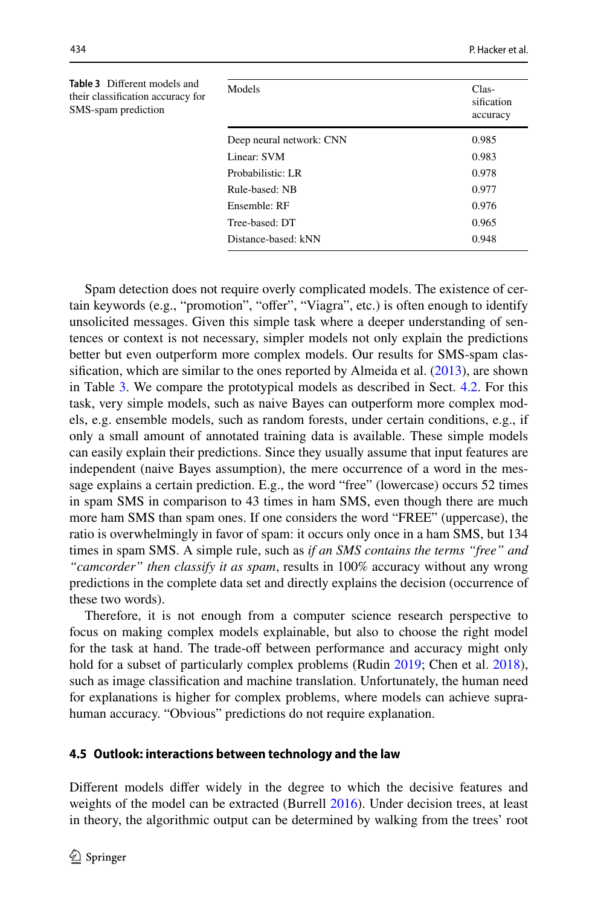**Table 3** Different models and their classification accuracy for SMS-spam prediction

| Models | Classification accuracy |
|---|---|
| Deep neural network: CNN | 0.985 |
| Linear: SVM | 0.983 |
| Probabilistic: LR | 0.978 |
| Rule-based: NB | 0.977 |
| Ensemble: RF | 0.976 |
| Tree-based: DT | 0.965 |
| Distance-based: kNN | 0.948 |

Spam detection does not require overly complicated models. The existence of certain keywords (e.g., "promotion", "offer", "Viagra", etc.) is often enough to identify unsolicited messages. Given this simple task where a deeper understanding of sentences or context is not necessary, simpler models not only explain the predictions better but even outperform more complex models. Our results for SMS-spam classification, which are similar to the ones reported by Almeida et al. (2013), are shown in Table 3. We compare the prototypical models as described in Sect. 4.2. For this task, very simple models, such as naive Bayes can outperform more complex models, e.g. ensemble models, such as random forests, under certain conditions, e.g., if only a small amount of annotated training data is available. These simple models can easily explain their predictions. Since they usually assume that input features are independent (naive Bayes assumption), the mere occurrence of a word in the message explains a certain prediction. E.g., the word "free" (lowercase) occurs 52 times in spam SMS in comparison to 43 times in ham SMS, even though there are much more ham SMS than spam ones. If one considers the word "FREE" (uppercase), the ratio is overwhelmingly in favor of spam: it occurs only once in a ham SMS, but 134 times in spam SMS. A simple rule, such as *if an SMS contains the terms "free" and "camcorder" then classify it as spam*, results in 100% accuracy without any wrong predictions in the complete data set and directly explains the decision (occurrence of these two words).

Therefore, it is not enough from a computer science research perspective to focus on making complex models explainable, but also to choose the right model for the task at hand. The trade-off between performance and accuracy might only hold for a subset of particularly complex problems (Rudin 2019; Chen et al. 2018), such as image classification and machine translation. Unfortunately, the human need for explanations is higher for complex problems, where models can achieve supra-human accuracy. "Obvious" predictions do not require explanation.

### 4.5 Outlook: interactions between technology and the law

Different models differ widely in the degree to which the decisive features and weights of the model can be extracted (Burrell 2016). Under decision trees, at least in theory, the algorithmic output can be determined by walking from the trees' root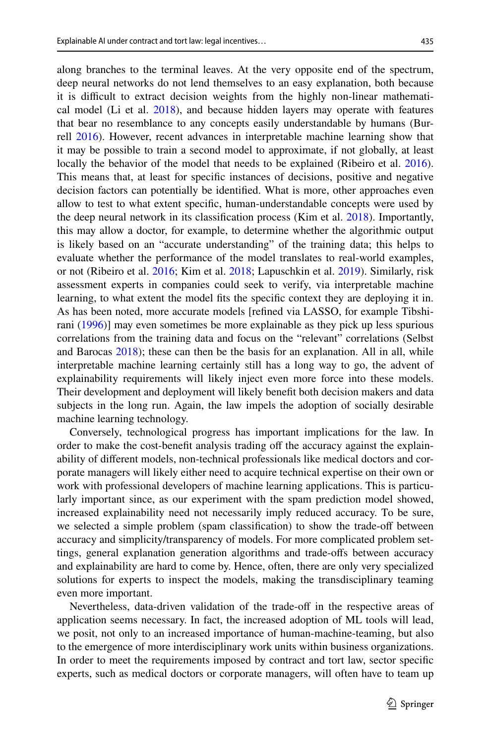along branches to the terminal leaves. At the very opposite end of the spectrum, deep neural networks do not lend themselves to an easy explanation, both because it is difficult to extract decision weights from the highly non-linear mathematical model (Li et al. 2018), and because hidden layers may operate with features that bear no resemblance to any concepts easily understandable by humans (Burrell 2016). However, recent advances in interpretable machine learning show that it may be possible to train a second model to approximate, if not globally, at least locally the behavior of the model that needs to be explained (Ribeiro et al. 2016). This means that, at least for specific instances of decisions, positive and negative decision factors can potentially be identified. What is more, other approaches even allow to test to what extent specific, human-understandable concepts were used by the deep neural network in its classification process (Kim et al. 2018). Importantly, this may allow a doctor, for example, to determine whether the algorithmic output is likely based on an "accurate understanding" of the training data; this helps to evaluate whether the performance of the model translates to real-world examples, or not (Ribeiro et al. 2016; Kim et al. 2018; Lapuschkin et al. 2019). Similarly, risk assessment experts in companies could seek to verify, via interpretable machine learning, to what extent the model fits the specific context they are deploying it in. As has been noted, more accurate models [refined via LASSO, for example Tibshirani (1996)] may even sometimes be more explainable as they pick up less spurious correlations from the training data and focus on the "relevant" correlations (Selbst and Barocas 2018); these can then be the basis for an explanation. All in all, while interpretable machine learning certainly still has a long way to go, the advent of explainability requirements will likely inject even more force into these models. Their development and deployment will likely benefit both decision makers and data subjects in the long run. Again, the law impels the adoption of socially desirable machine learning technology.

Conversely, technological progress has important implications for the law. In order to make the cost-benefit analysis trading off the accuracy against the explainability of different models, non-technical professionals like medical doctors and corporate managers will likely either need to acquire technical expertise on their own or work with professional developers of machine learning applications. This is particularly important since, as our experiment with the spam prediction model showed, increased explainability need not necessarily imply reduced accuracy. To be sure, we selected a simple problem (spam classification) to show the trade-off between accuracy and simplicity/transparency of models. For more complicated problem settings, general explanation generation algorithms and trade-offs between accuracy and explainability are hard to come by. Hence, often, there are only very specialized solutions for experts to inspect the models, making the transdisciplinary teaming even more important.

Nevertheless, data-driven validation of the trade-off in the respective areas of application seems necessary. In fact, the increased adoption of ML tools will lead, we posit, not only to an increased importance of human-machine-teaming, but also to the emergence of more interdisciplinary work units within business organizations. In order to meet the requirements imposed by contract and tort law, sector specific experts, such as medical doctors or corporate managers, will often have to team up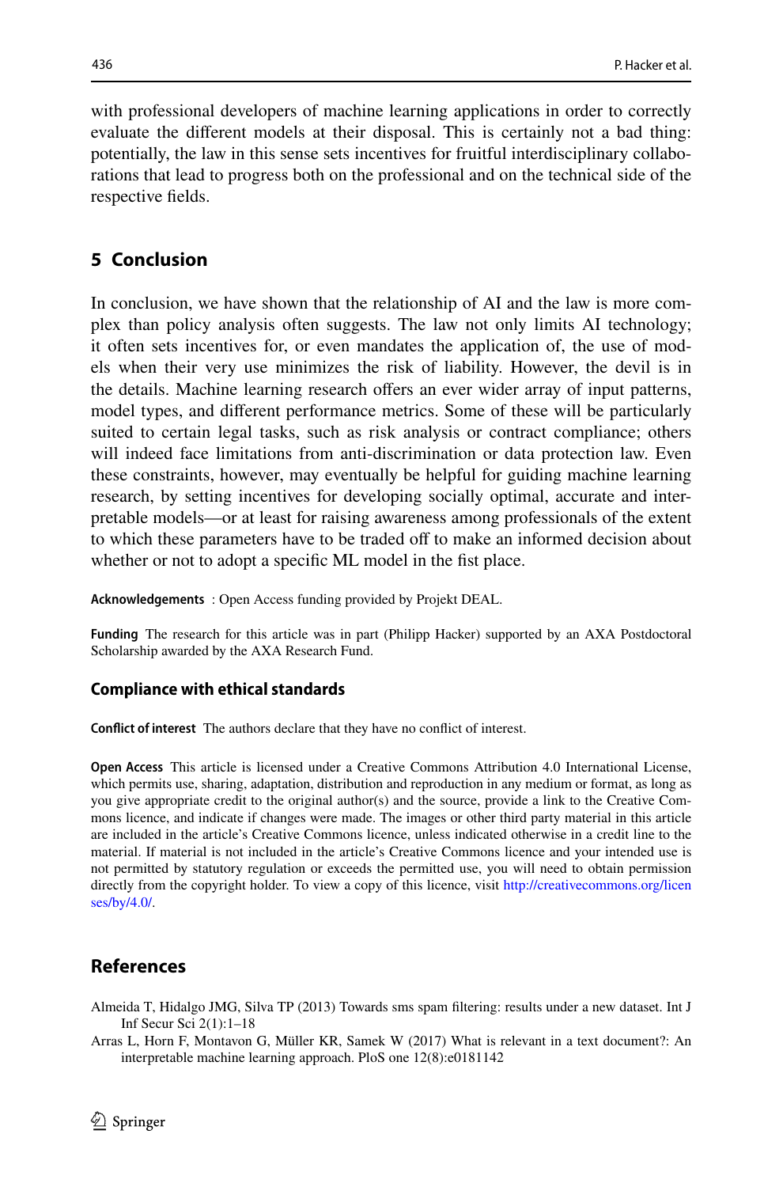with professional developers of machine learning applications in order to correctly evaluate the different models at their disposal. This is certainly not a bad thing: potentially, the law in this sense sets incentives for fruitful interdisciplinary collaborations that lead to progress both on the professional and on the technical side of the respective fields.

## 5 Conclusion

In conclusion, we have shown that the relationship of AI and the law is more complex than policy analysis often suggests. The law not only limits AI technology; it often sets incentives for, or even mandates the application of, the use of models when their very use minimizes the risk of liability. However, the devil is in the details. Machine learning research offers an ever wider array of input patterns, model types, and different performance metrics. Some of these will be particularly suited to certain legal tasks, such as risk analysis or contract compliance; others will indeed face limitations from anti-discrimination or data protection law. Even these constraints, however, may eventually be helpful for guiding machine learning research, by setting incentives for developing socially optimal, accurate and interpretable models—or at least for raising awareness among professionals of the extent to which these parameters have to be traded off to make an informed decision about whether or not to adopt a specific ML model in the fist place.

**Acknowledgements** : Open Access funding provided by Projekt DEAL.

**Funding** The research for this article was in part (Philipp Hacker) supported by an AXA Postdoctoral Scholarship awarded by the AXA Research Fund.

### Compliance with ethical standards

**Conflict of interest** The authors declare that they have no conflict of interest.

**Open Access** This article is licensed under a Creative Commons Attribution 4.0 International License, which permits use, sharing, adaptation, distribution and reproduction in any medium or format, as long as you give appropriate credit to the original author(s) and the source, provide a link to the Creative Commons licence, and indicate if changes were made. The images or other third party material in this article are included in the article's Creative Commons licence, unless indicated otherwise in a credit line to the material. If material is not included in the article's Creative Commons licence and your intended use is not permitted by statutory regulation or exceeds the permitted use, you will need to obtain permission directly from the copyright holder. To view a copy of this licence, visit http://creativecommons.org/licenses/by/4.0/.

## References

Almeida T, Hidalgo JMG, Silva TP (2013) Towards sms spam filtering: results under a new dataset. Int J Inf Secur Sci 2(1):1–18

Arras L, Horn F, Montavon G, Müller KR, Samek W (2017) What is relevant in a text document?: An interpretable machine learning approach. PloS one 12(8):e0181142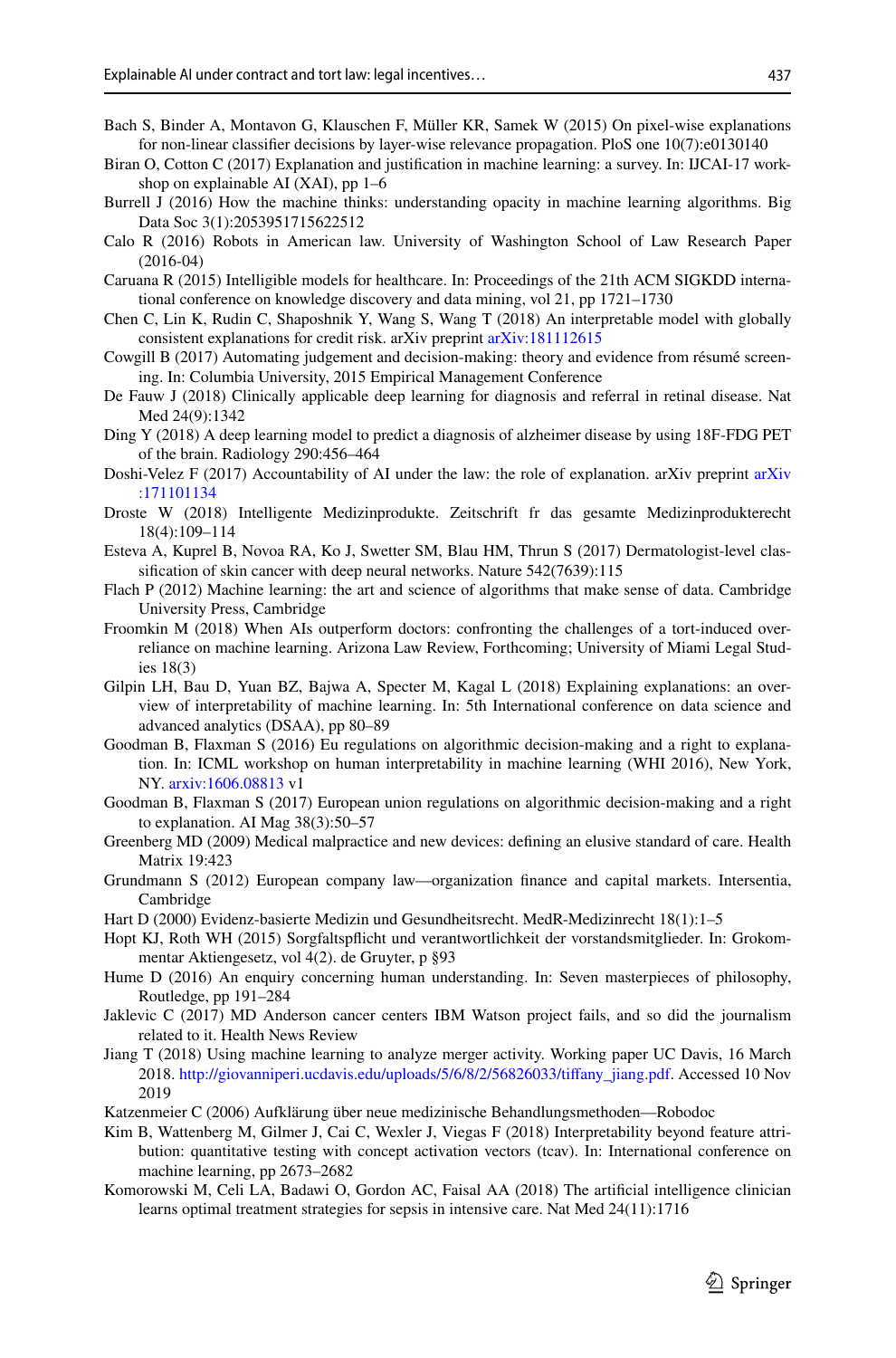Bach S, Binder A, Montavon G, Klauschen F, Müller KR, Samek W (2015) On pixel-wise explanations for non-linear classifier decisions by layer-wise relevance propagation. PloS one 10(7):e0130140

Biran O, Cotton C (2017) Explanation and justification in machine learning: a survey. In: IJCAI-17 workshop on explainable AI (XAI), pp 1–6

Burrell J (2016) How the machine thinks: understanding opacity in machine learning algorithms. Big Data Soc 3(1):2053951715622512

Calo R (2016) Robots in American law. University of Washington School of Law Research Paper (2016-04)

Caruana R (2015) Intelligible models for healthcare. In: Proceedings of the 21th ACM SIGKDD international conference on knowledge discovery and data mining, vol 21, pp 1721–1730

Chen C, Lin K, Rudin C, Shaposhnik Y, Wang S, Wang T (2018) An interpretable model with globally consistent explanations for credit risk. arXiv preprint arXiv:181112615

Cowgill B (2017) Automating judgement and decision-making: theory and evidence from résumé screening. In: Columbia University, 2015 Empirical Management Conference

De Fauw J (2018) Clinically applicable deep learning for diagnosis and referral in retinal disease. Nat Med 24(9):1342

Ding Y (2018) A deep learning model to predict a diagnosis of alzheimer disease by using 18F-FDG PET of the brain. Radiology 290:456–464

Doshi-Velez F (2017) Accountability of AI under the law: the role of explanation. arXiv preprint arXiv:171101134

Droste W (2018) Intelligente Medizinprodukte. Zeitschrift fr das gesamte Medizinprodukterecht 18(4):109–114

Esteva A, Kuprel B, Novoa RA, Ko J, Swetter SM, Blau HM, Thrun S (2017) Dermatologist-level classification of skin cancer with deep neural networks. Nature 542(7639):115

Flach P (2012) Machine learning: the art and science of algorithms that make sense of data. Cambridge University Press, Cambridge

Froomkin M (2018) When AIs outperform doctors: confronting the challenges of a tort-induced overreliance on machine learning. Arizona Law Review, Forthcoming; University of Miami Legal Studies 18(3)

Gilpin LH, Bau D, Yuan BZ, Bajwa A, Specter M, Kagal L (2018) Explaining explanations: an overview of interpretability of machine learning. In: 5th International conference on data science and advanced analytics (DSAA), pp 80–89

Goodman B, Flaxman S (2016) Eu regulations on algorithmic decision-making and a right to explanation. In: ICML workshop on human interpretability in machine learning (WHI 2016), New York, NY. arxiv:1606.08813 v1

Goodman B, Flaxman S (2017) European union regulations on algorithmic decision-making and a right to explanation. AI Mag 38(3):50–57

Greenberg MD (2009) Medical malpractice and new devices: defining an elusive standard of care. Health Matrix 19:423

Grundmann S (2012) European company law—organization finance and capital markets. Intersentia, Cambridge

Hart D (2000) Evidenz-basierte Medizin und Gesundheitsrecht. MedR-Medizinrecht 18(1):1–5

Hopt KJ, Roth WH (2015) Sorgfaltspflicht und verantwortlichkeit der vorstandsmitglieder. In: Grokommentar Aktiengesetz, vol 4(2). de Gruyter, p §93

Hume D (2016) An enquiry concerning human understanding. In: Seven masterpieces of philosophy, Routledge, pp 191–284

Jaklevic C (2017) MD Anderson cancer centers IBM Watson project fails, and so did the journalism related to it. Health News Review

Jiang T (2018) Using machine learning to analyze merger activity. Working paper UC Davis, 16 March 2018. http://giovanniperi.ucdavis.edu/uploads/5/6/8/2/56826033/tiffany_jiang.pdf. Accessed 10 Nov 2019

Katzenmeier C (2006) Aufklärung über neue medizinische Behandlungsmethoden—Robodoc

Kim B, Wattenberg M, Gilmer J, Cai C, Wexler J, Viegas F (2018) Interpretability beyond feature attribution: quantitative testing with concept activation vectors (tcav). In: International conference on machine learning, pp 2673–2682

Komorowski M, Celi LA, Badawi O, Gordon AC, Faisal AA (2018) The artificial intelligence clinician learns optimal treatment strategies for sepsis in intensive care. Nat Med 24(11):1716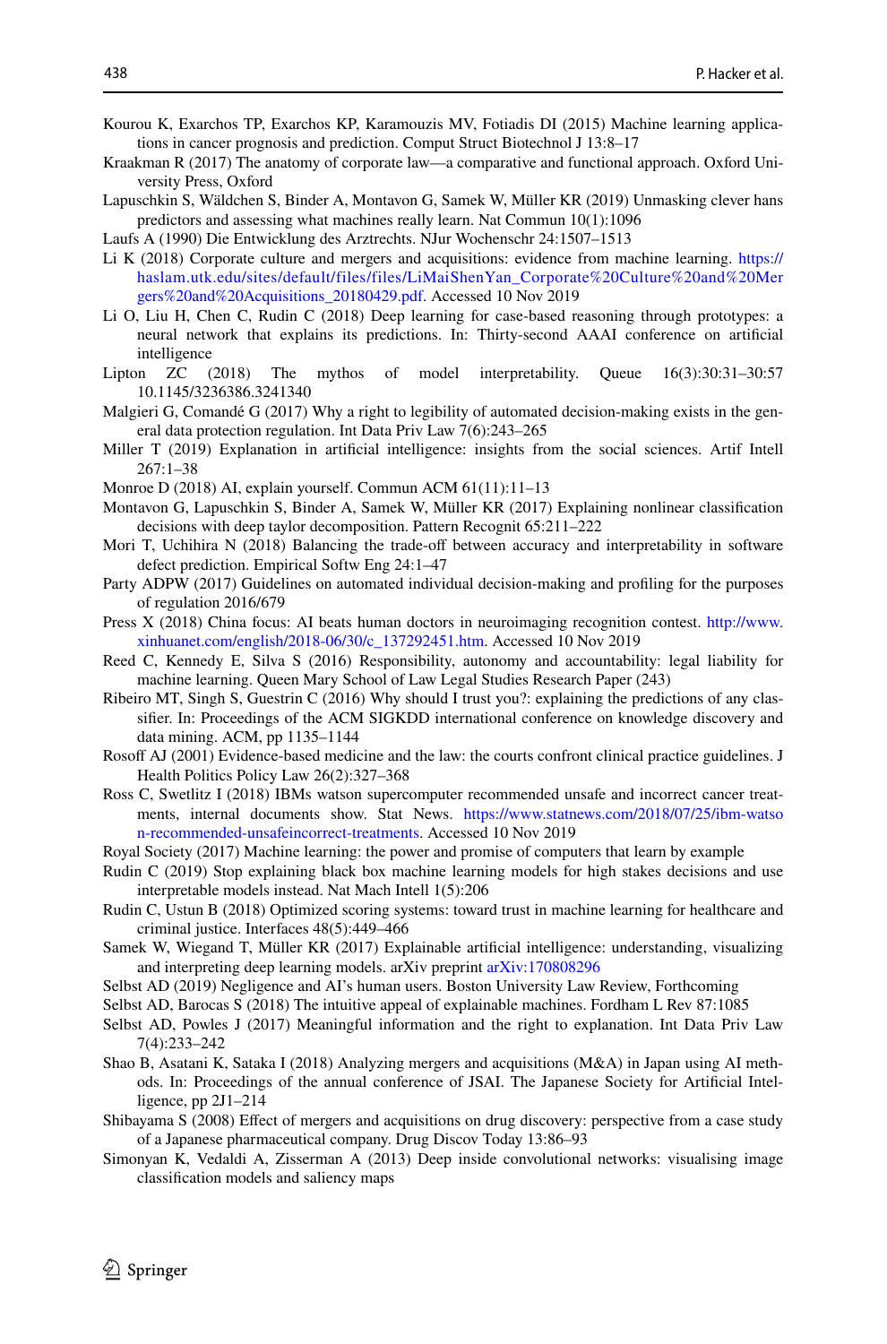Kourou K, Exarchos TP, Exarchos KP, Karamouzis MV, Fotiadis DI (2015) Machine learning applications in cancer prognosis and prediction. Comput Struct Biotechnol J 13:8–17

Kraakman R (2017) The anatomy of corporate law—a comparative and functional approach. Oxford University Press, Oxford

Lapuschkin S, Wäldchen S, Binder A, Montavon G, Samek W, Müller KR (2019) Unmasking clever hans predictors and assessing what machines really learn. Nat Commun 10(1):1096

Laufs A (1990) Die Entwicklung des Arztrechts. NJur Wochenschr 24:1507–1513

Li K (2018) Corporate culture and mergers and acquisitions: evidence from machine learning. https://haslam.utk.edu/sites/default/files/files/LiMaiShenYan_Corporate%20Culture%20and%20Mergers%20and%20Acquisitions_20180429.pdf. Accessed 10 Nov 2019

Li O, Liu H, Chen C, Rudin C (2018) Deep learning for case-based reasoning through prototypes: a neural network that explains its predictions. In: Thirty-second AAAI conference on artificial intelligence

Lipton ZC (2018) The mythos of model interpretability. Queue 16(3):30:31–30:57 10.1145/3236386.3241340

Malgieri G, Comandé G (2017) Why a right to legibility of automated decision-making exists in the general data protection regulation. Int Data Priv Law 7(6):243–265

Miller T (2019) Explanation in artificial intelligence: insights from the social sciences. Artif Intell 267:1–38

Monroe D (2018) AI, explain yourself. Commun ACM 61(11):11–13

Montavon G, Lapuschkin S, Binder A, Samek W, Müller KR (2017) Explaining nonlinear classification decisions with deep taylor decomposition. Pattern Recognit 65:211–222

Mori T, Uchihira N (2018) Balancing the trade-off between accuracy and interpretability in software defect prediction. Empirical Softw Eng 24:1–47

Party ADPW (2017) Guidelines on automated individual decision-making and profiling for the purposes of regulation 2016/679

Press X (2018) China focus: AI beats human doctors in neuroimaging recognition contest. http://www.xinhuanet.com/english/2018-06/30/c_137292451.htm. Accessed 10 Nov 2019

Reed C, Kennedy E, Silva S (2016) Responsibility, autonomy and accountability: legal liability for machine learning. Queen Mary School of Law Legal Studies Research Paper (243)

Ribeiro MT, Singh S, Guestrin C (2016) Why should I trust you?: explaining the predictions of any classifier. In: Proceedings of the ACM SIGKDD international conference on knowledge discovery and data mining. ACM, pp 1135–1144

Rosoff AJ (2001) Evidence-based medicine and the law: the courts confront clinical practice guidelines. J Health Politics Policy Law 26(2):327–368

Ross C, Swetlitz I (2018) IBMs watson supercomputer recommended unsafe and incorrect cancer treatments, internal documents show. Stat News. https://www.statnews.com/2018/07/25/ibm-watson-recommended-unsafeincorrect-treatments. Accessed 10 Nov 2019

Royal Society (2017) Machine learning: the power and promise of computers that learn by example

Rudin C (2019) Stop explaining black box machine learning models for high stakes decisions and use interpretable models instead. Nat Mach Intell 1(5):206

Rudin C, Ustun B (2018) Optimized scoring systems: toward trust in machine learning for healthcare and criminal justice. Interfaces 48(5):449–466

Samek W, Wiegand T, Müller KR (2017) Explainable artificial intelligence: understanding, visualizing and interpreting deep learning models. arXiv preprint arXiv:170808296

Selbst AD (2019) Negligence and AI's human users. Boston University Law Review, Forthcoming

Selbst AD, Barocas S (2018) The intuitive appeal of explainable machines. Fordham L Rev 87:1085

Selbst AD, Powles J (2017) Meaningful information and the right to explanation. Int Data Priv Law 7(4):233–242

Shao B, Asatani K, Sataka I (2018) Analyzing mergers and acquisitions (M&A) in Japan using AI methods. In: Proceedings of the annual conference of JSAI. The Japanese Society for Artificial Intelligence, pp 2J1–214

Shibayama S (2008) Effect of mergers and acquisitions on drug discovery: perspective from a case study of a Japanese pharmaceutical company. Drug Discov Today 13:86–93

Simonyan K, Vedaldi A, Zisserman A (2013) Deep inside convolutional networks: visualising image classification models and saliency maps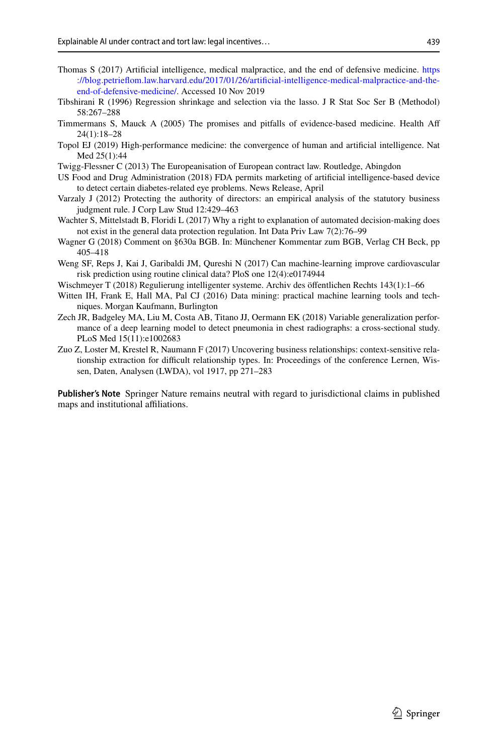Thomas S (2017) Artificial intelligence, medical malpractice, and the end of defensive medicine. https://blog.petrieflom.law.harvard.edu/2017/01/26/artificial-intelligence-medical-malpractice-and-the-end-of-defensive-medicine/. Accessed 10 Nov 2019

Tibshirani R (1996) Regression shrinkage and selection via the lasso. J R Stat Soc Ser B (Methodol) 58:267–288

Timmermans S, Mauck A (2005) The promises and pitfalls of evidence-based medicine. Health Aff 24(1):18–28

Topol EJ (2019) High-performance medicine: the convergence of human and artificial intelligence. Nat Med 25(1):44

Twigg-Flessner C (2013) The Europeanisation of European contract law. Routledge, Abingdon

US Food and Drug Administration (2018) FDA permits marketing of artificial intelligence-based device to detect certain diabetes-related eye problems. News Release, April

Varzaly J (2012) Protecting the authority of directors: an empirical analysis of the statutory business judgment rule. J Corp Law Stud 12:429–463

Wachter S, Mittelstadt B, Floridi L (2017) Why a right to explanation of automated decision-making does not exist in the general data protection regulation. Int Data Priv Law 7(2):76–99

Wagner G (2018) Comment on §630a BGB. In: Münchener Kommentar zum BGB, Verlag CH Beck, pp 405–418

Weng SF, Reps J, Kai J, Garibaldi JM, Qureshi N (2017) Can machine-learning improve cardiovascular risk prediction using routine clinical data? PloS one 12(4):e0174944

Wischmeyer T (2018) Regulierung intelligenter systeme. Archiv des öffentlichen Rechts 143(1):1–66

Witten IH, Frank E, Hall MA, Pal CJ (2016) Data mining: practical machine learning tools and techniques. Morgan Kaufmann, Burlington

Zech JR, Badgeley MA, Liu M, Costa AB, Titano JJ, Oermann EK (2018) Variable generalization performance of a deep learning model to detect pneumonia in chest radiographs: a cross-sectional study. PLoS Med 15(11):e1002683

Zuo Z, Loster M, Krestel R, Naumann F (2017) Uncovering business relationships: context-sensitive relationship extraction for difficult relationship types. In: Proceedings of the conference Lernen, Wissen, Daten, Analysen (LWDA), vol 1917, pp 271–283

**Publisher's Note** Springer Nature remains neutral with regard to jurisdictional claims in published maps and institutional affiliations.